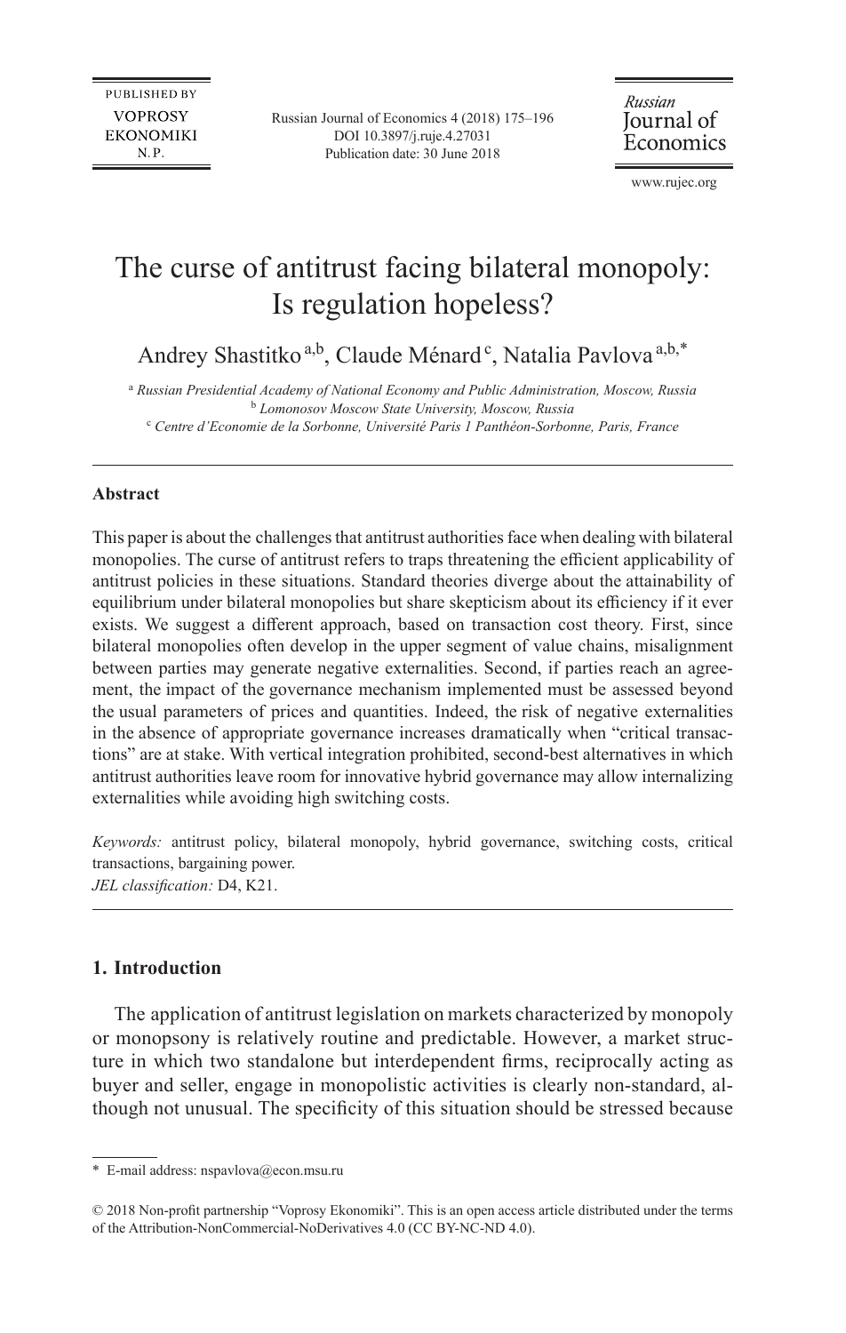# The curse of antitrust facing bilateral monopoly: Is regulation hopeless?

Andrey Shastitko [a,b], Claude Ménard [c], Natalia Pavlova [a,b,*]

[a] *Russian Presidential Academy of National Economy and Public Administration, Moscow, Russia*
[b] *Lomonosov Moscow State University, Moscow, Russia*
[c] *Centre d'Economie de la Sorbonne, Université Paris 1 Panthéon-Sorbonne, Paris, France*

---

**Abstract**

This paper is about the challenges that antitrust authorities face when dealing with bilateral monopolies. The curse of antitrust refers to traps threatening the efficient applicability of antitrust policies in these situations. Standard theories diverge about the attainability of equilibrium under bilateral monopolies but share skepticism about its efficiency if it ever exists. We suggest a different approach, based on transaction cost theory. First, since bilateral monopolies often develop in the upper segment of value chains, misalignment between parties may generate negative externalities. Second, if parties reach an agreement, the impact of the governance mechanism implemented must be assessed beyond the usual parameters of prices and quantities. Indeed, the risk of negative externalities in the absence of appropriate governance increases dramatically when "critical transactions" are at stake. With vertical integration prohibited, second-best alternatives in which antitrust authorities leave room for innovative hybrid governance may allow internalizing externalities while avoiding high switching costs.

*Keywords:* antitrust policy, bilateral monopoly, hybrid governance, switching costs, critical transactions, bargaining power.
*JEL classification:* D4, K21.

---

## 1. Introduction

The application of antitrust legislation on markets characterized by monopoly or monopsony is relatively routine and predictable. However, a market structure in which two standalone but interdependent firms, reciprocally acting as buyer and seller, engage in monopolistic activities is clearly non-standard, although not unusual. The specificity of this situation should be stressed because

---

\* E-mail address: nspavlova@econ.msu.ru

© 2018 Non-profit partnership "Voprosy Ekonomiki". This is an open access article distributed under the terms of the Attribution-NonCommercial-NoDerivatives 4.0 (CC BY-NC-ND 4.0).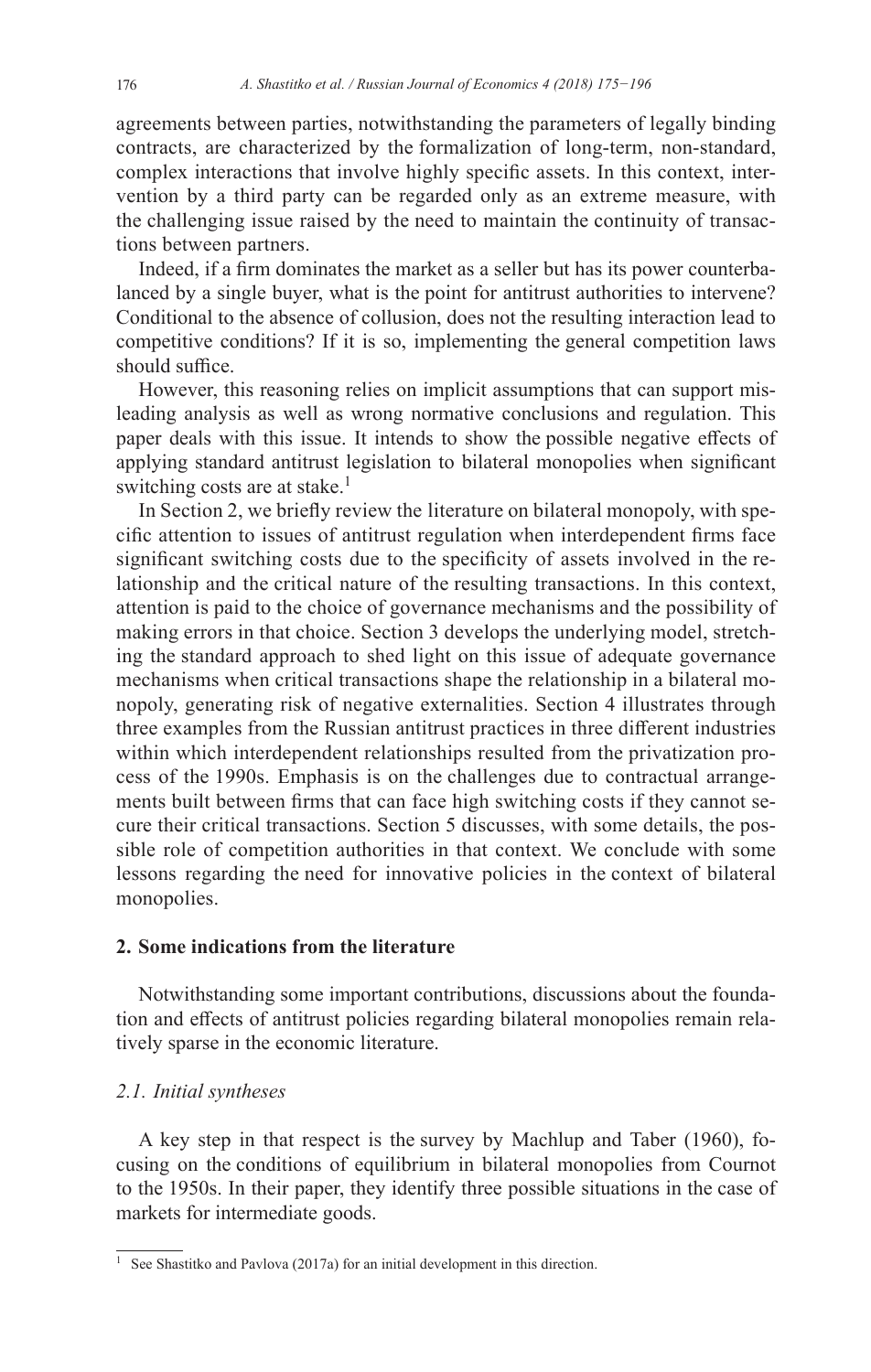agreements between parties, notwithstanding the parameters of legally binding contracts, are characterized by the formalization of long-term, non-standard, complex interactions that involve highly specific assets. In this context, intervention by a third party can be regarded only as an extreme measure, with the challenging issue raised by the need to maintain the continuity of transactions between partners.

Indeed, if a firm dominates the market as a seller but has its power counterbalanced by a single buyer, what is the point for antitrust authorities to intervene? Conditional to the absence of collusion, does not the resulting interaction lead to competitive conditions? If it is so, implementing the general competition laws should suffice.

However, this reasoning relies on implicit assumptions that can support misleading analysis as well as wrong normative conclusions and regulation. This paper deals with this issue. It intends to show the possible negative effects of applying standard antitrust legislation to bilateral monopolies when significant switching costs are at stake.[1]

In Section 2, we briefly review the literature on bilateral monopoly, with specific attention to issues of antitrust regulation when interdependent firms face significant switching costs due to the specificity of assets involved in the relationship and the critical nature of the resulting transactions. In this context, attention is paid to the choice of governance mechanisms and the possibility of making errors in that choice. Section 3 develops the underlying model, stretching the standard approach to shed light on this issue of adequate governance mechanisms when critical transactions shape the relationship in a bilateral monopoly, generating risk of negative externalities. Section 4 illustrates through three examples from the Russian antitrust practices in three different industries within which interdependent relationships resulted from the privatization process of the 1990s. Emphasis is on the challenges due to contractual arrangements built between firms that can face high switching costs if they cannot secure their critical transactions. Section 5 discusses, with some details, the possible role of competition authorities in that context. We conclude with some lessons regarding the need for innovative policies in the context of bilateral monopolies.

## 2. Some indications from the literature

Notwithstanding some important contributions, discussions about the foundation and effects of antitrust policies regarding bilateral monopolies remain relatively sparse in the economic literature.

### *2.1. Initial syntheses*

A key step in that respect is the survey by Machlup and Taber (1960), focusing on the conditions of equilibrium in bilateral monopolies from Cournot to the 1950s. In their paper, they identify three possible situations in the case of markets for intermediate goods.

[1] See Shastitko and Pavlova (2017a) for an initial development in this direction.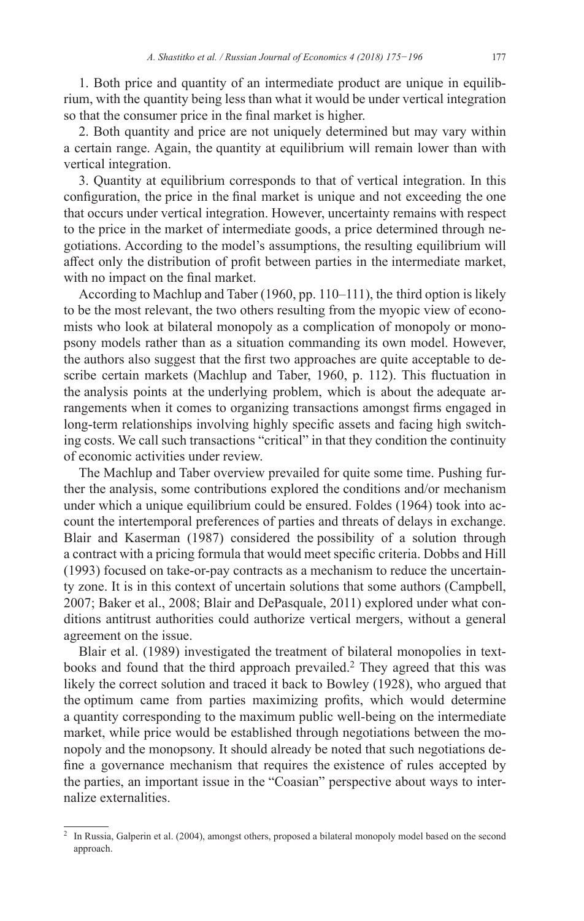1. Both price and quantity of an intermediate product are unique in equilibrium, with the quantity being less than what it would be under vertical integration so that the consumer price in the final market is higher.

2. Both quantity and price are not uniquely determined but may vary within a certain range. Again, the quantity at equilibrium will remain lower than with vertical integration.

3. Quantity at equilibrium corresponds to that of vertical integration. In this configuration, the price in the final market is unique and not exceeding the one that occurs under vertical integration. However, uncertainty remains with respect to the price in the market of intermediate goods, a price determined through negotiations. According to the model's assumptions, the resulting equilibrium will affect only the distribution of profit between parties in the intermediate market, with no impact on the final market.

According to Machlup and Taber (1960, pp. 110–111), the third option is likely to be the most relevant, the two others resulting from the myopic view of economists who look at bilateral monopoly as a complication of monopoly or monopsony models rather than as a situation commanding its own model. However, the authors also suggest that the first two approaches are quite acceptable to describe certain markets (Machlup and Taber, 1960, p. 112). This fluctuation in the analysis points at the underlying problem, which is about the adequate arrangements when it comes to organizing transactions amongst firms engaged in long-term relationships involving highly specific assets and facing high switching costs. We call such transactions "critical" in that they condition the continuity of economic activities under review.

The Machlup and Taber overview prevailed for quite some time. Pushing further the analysis, some contributions explored the conditions and/or mechanism under which a unique equilibrium could be ensured. Foldes (1964) took into account the intertemporal preferences of parties and threats of delays in exchange. Blair and Kaserman (1987) considered the possibility of a solution through a contract with a pricing formula that would meet specific criteria. Dobbs and Hill (1993) focused on take-or-pay contracts as a mechanism to reduce the uncertainty zone. It is in this context of uncertain solutions that some authors (Campbell, 2007; Baker et al., 2008; Blair and DePasquale, 2011) explored under what conditions antitrust authorities could authorize vertical mergers, without a general agreement on the issue.

Blair et al. (1989) investigated the treatment of bilateral monopolies in textbooks and found that the third approach prevailed.[2] They agreed that this was likely the correct solution and traced it back to Bowley (1928), who argued that the optimum came from parties maximizing profits, which would determine a quantity corresponding to the maximum public well-being on the intermediate market, while price would be established through negotiations between the monopoly and the monopsony. It should already be noted that such negotiations define a governance mechanism that requires the existence of rules accepted by the parties, an important issue in the "Coasian" perspective about ways to internalize externalities.

[2] In Russia, Galperin et al. (2004), amongst others, proposed a bilateral monopoly model based on the second approach.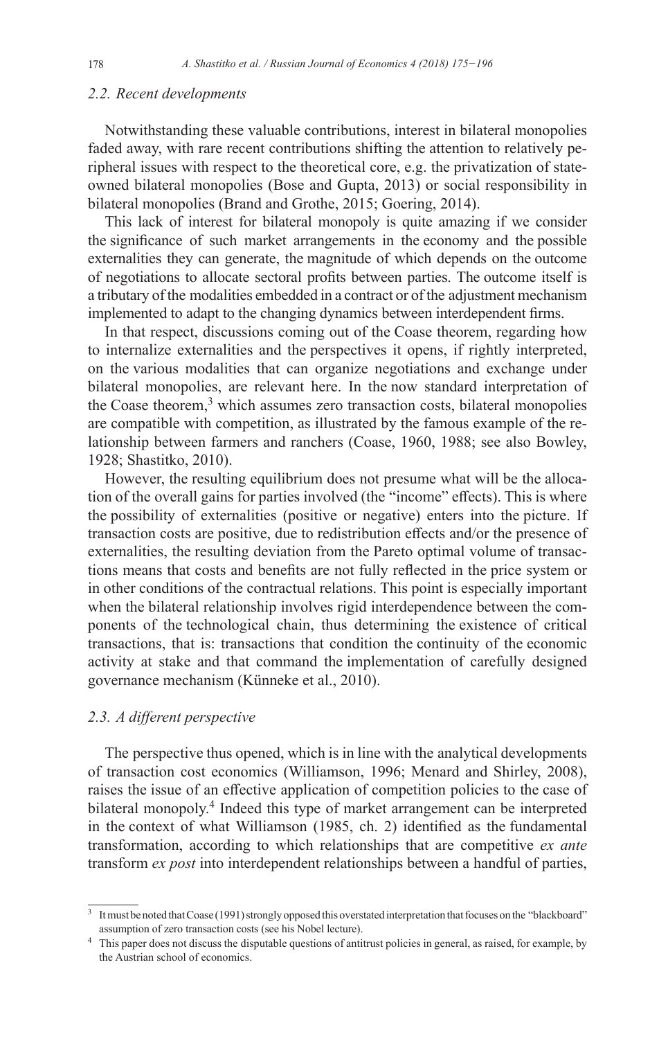### 2.2. Recent developments

Notwithstanding these valuable contributions, interest in bilateral monopolies faded away, with rare recent contributions shifting the attention to relatively peripheral issues with respect to the theoretical core, e.g. the privatization of state-owned bilateral monopolies (Bose and Gupta, 2013) or social responsibility in bilateral monopolies (Brand and Grothe, 2015; Goering, 2014).

This lack of interest for bilateral monopoly is quite amazing if we consider the significance of such market arrangements in the economy and the possible externalities they can generate, the magnitude of which depends on the outcome of negotiations to allocate sectoral profits between parties. The outcome itself is a tributary of the modalities embedded in a contract or of the adjustment mechanism implemented to adapt to the changing dynamics between interdependent firms.

In that respect, discussions coming out of the Coase theorem, regarding how to internalize externalities and the perspectives it opens, if rightly interpreted, on the various modalities that can organize negotiations and exchange under bilateral monopolies, are relevant here. In the now standard interpretation of the Coase theorem,[3] which assumes zero transaction costs, bilateral monopolies are compatible with competition, as illustrated by the famous example of the relationship between farmers and ranchers (Coase, 1960, 1988; see also Bowley, 1928; Shastitko, 2010).

However, the resulting equilibrium does not presume what will be the allocation of the overall gains for parties involved (the "income" effects). This is where the possibility of externalities (positive or negative) enters into the picture. If transaction costs are positive, due to redistribution effects and/or the presence of externalities, the resulting deviation from the Pareto optimal volume of transactions means that costs and benefits are not fully reflected in the price system or in other conditions of the contractual relations. This point is especially important when the bilateral relationship involves rigid interdependence between the components of the technological chain, thus determining the existence of critical transactions, that is: transactions that condition the continuity of the economic activity at stake and that command the implementation of carefully designed governance mechanism (Künneke et al., 2010).

### 2.3. A different perspective

The perspective thus opened, which is in line with the analytical developments of transaction cost economics (Williamson, 1996; Menard and Shirley, 2008), raises the issue of an effective application of competition policies to the case of bilateral monopoly.[4] Indeed this type of market arrangement can be interpreted in the context of what Williamson (1985, ch. 2) identified as the fundamental transformation, according to which relationships that are competitive *ex ante* transform *ex post* into interdependent relationships between a handful of parties,

---

[3] It must be noted that Coase (1991) strongly opposed this overstated interpretation that focuses on the "blackboard" assumption of zero transaction costs (see his Nobel lecture).

[4] This paper does not discuss the disputable questions of antitrust policies in general, as raised, for example, by the Austrian school of economics.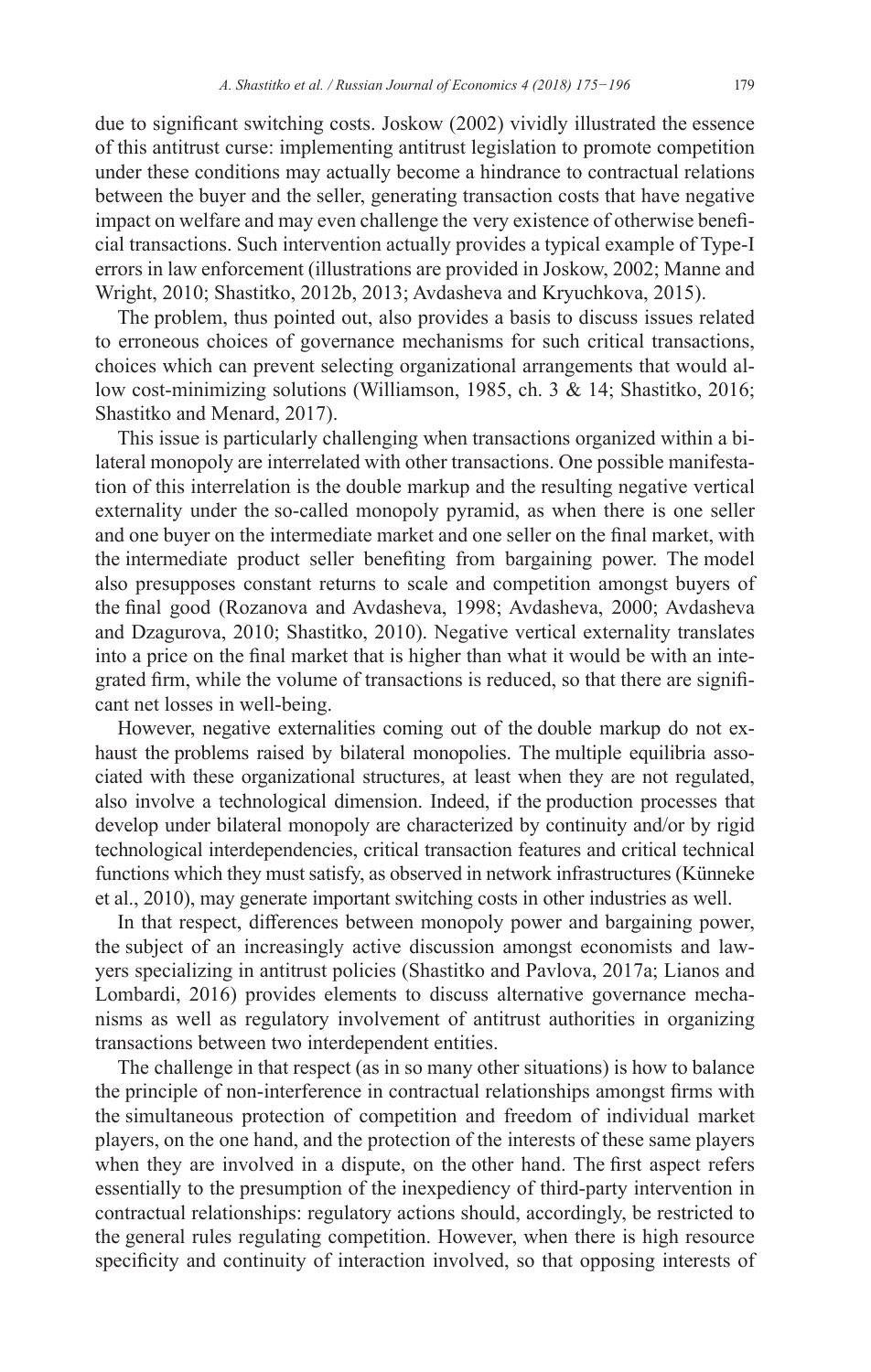due to significant switching costs. Joskow (2002) vividly illustrated the essence of this antitrust curse: implementing antitrust legislation to promote competition under these conditions may actually become a hindrance to contractual relations between the buyer and the seller, generating transaction costs that have negative impact on welfare and may even challenge the very existence of otherwise beneficial transactions. Such intervention actually provides a typical example of Type-I errors in law enforcement (illustrations are provided in Joskow, 2002; Manne and Wright, 2010; Shastitko, 2012b, 2013; Avdasheva and Kryuchkova, 2015).

The problem, thus pointed out, also provides a basis to discuss issues related to erroneous choices of governance mechanisms for such critical transactions, choices which can prevent selecting organizational arrangements that would allow cost-minimizing solutions (Williamson, 1985, ch. 3 & 14; Shastitko, 2016; Shastitko and Menard, 2017).

This issue is particularly challenging when transactions organized within a bilateral monopoly are interrelated with other transactions. One possible manifestation of this interrelation is the double markup and the resulting negative vertical externality under the so-called monopoly pyramid, as when there is one seller and one buyer on the intermediate market and one seller on the final market, with the intermediate product seller benefiting from bargaining power. The model also presupposes constant returns to scale and competition amongst buyers of the final good (Rozanova and Avdasheva, 1998; Avdasheva, 2000; Avdasheva and Dzagurova, 2010; Shastitko, 2010). Negative vertical externality translates into a price on the final market that is higher than what it would be with an integrated firm, while the volume of transactions is reduced, so that there are significant net losses in well-being.

However, negative externalities coming out of the double markup do not exhaust the problems raised by bilateral monopolies. The multiple equilibria associated with these organizational structures, at least when they are not regulated, also involve a technological dimension. Indeed, if the production processes that develop under bilateral monopoly are characterized by continuity and/or by rigid technological interdependencies, critical transaction features and critical technical functions which they must satisfy, as observed in network infrastructures (Künneke et al., 2010), may generate important switching costs in other industries as well.

In that respect, differences between monopoly power and bargaining power, the subject of an increasingly active discussion amongst economists and lawyers specializing in antitrust policies (Shastitko and Pavlova, 2017a; Lianos and Lombardi, 2016) provides elements to discuss alternative governance mechanisms as well as regulatory involvement of antitrust authorities in organizing transactions between two interdependent entities.

The challenge in that respect (as in so many other situations) is how to balance the principle of non-interference in contractual relationships amongst firms with the simultaneous protection of competition and freedom of individual market players, on the one hand, and the protection of the interests of these same players when they are involved in a dispute, on the other hand. The first aspect refers essentially to the presumption of the inexpediency of third-party intervention in contractual relationships: regulatory actions should, accordingly, be restricted to the general rules regulating competition. However, when there is high resource specificity and continuity of interaction involved, so that opposing interests of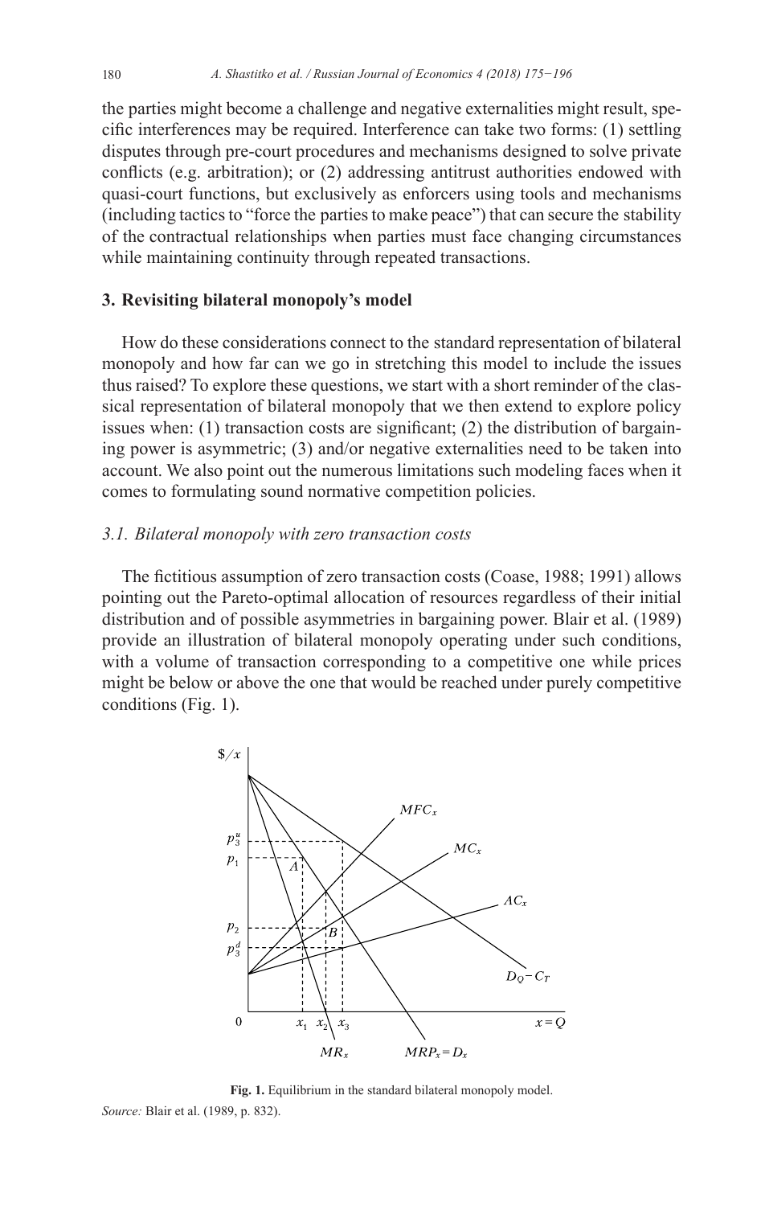the parties might become a challenge and negative externalities might result, specific interferences may be required. Interference can take two forms: (1) settling disputes through pre-court procedures and mechanisms designed to solve private conflicts (e.g. arbitration); or (2) addressing antitrust authorities endowed with quasi-court functions, but exclusively as enforcers using tools and mechanisms (including tactics to "force the parties to make peace") that can secure the stability of the contractual relationships when parties must face changing circumstances while maintaining continuity through repeated transactions.

## 3. Revisiting bilateral monopoly's model

How do these considerations connect to the standard representation of bilateral monopoly and how far can we go in stretching this model to include the issues thus raised? To explore these questions, we start with a short reminder of the classical representation of bilateral monopoly that we then extend to explore policy issues when: (1) transaction costs are significant; (2) the distribution of bargaining power is asymmetric; (3) and/or negative externalities need to be taken into account. We also point out the numerous limitations such modeling faces when it comes to formulating sound normative competition policies.

### *3.1. Bilateral monopoly with zero transaction costs*

The fictitious assumption of zero transaction costs (Coase, 1988; 1991) allows pointing out the Pareto-optimal allocation of resources regardless of their initial distribution and of possible asymmetries in bargaining power. Blair et al. (1989) provide an illustration of bilateral monopoly operating under such conditions, with a volume of transaction corresponding to a competitive one while prices might be below or above the one that would be reached under purely competitive conditions (Fig. 1).

**Fig. 1.** Equilibrium in the standard bilateral monopoly model.

*Source:* Blair et al. (1989, p. 832).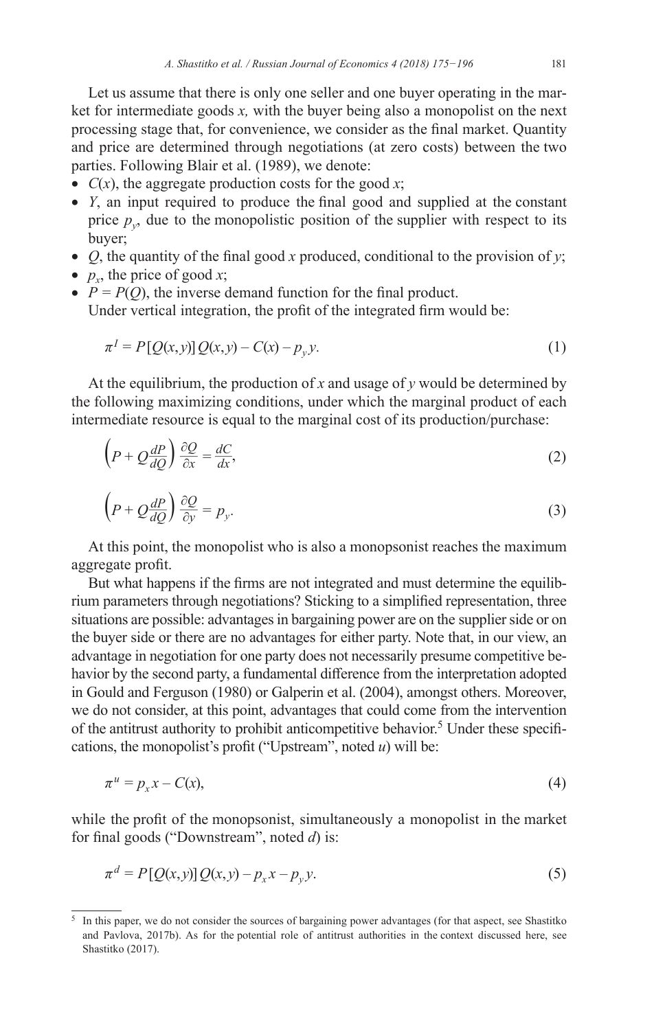Let us assume that there is only one seller and one buyer operating in the market for intermediate goods *x,* with the buyer being also a monopolist on the next processing stage that, for convenience, we consider as the final market. Quantity and price are determined through negotiations (at zero costs) between the two parties. Following Blair et al. (1989), we denote:

- $C(x)$, the aggregate production costs for the good $x$;
- $Y$, an input required to produce the final good and supplied at the constant price $p_y$, due to the monopolistic position of the supplier with respect to its buyer;
- $Q$, the quantity of the final good $x$ produced, conditional to the provision of $y$;
- $p_x$, the price of good $x$;
- $P = P(Q)$, the inverse demand function for the final product.

Under vertical integration, the profit of the integrated firm would be:

$$\pi^I = P[Q(x,y)]Q(x,y) - C(x) - p_y y. \tag{1}$$

At the equilibrium, the production of $x$ and usage of $y$ would be determined by the following maximizing conditions, under which the marginal product of each intermediate resource is equal to the marginal cost of its production/purchase:

$$\left(P + Q\frac{dP}{dQ}\right)\frac{\partial Q}{\partial x} = \frac{dC}{dx}, \tag{2}$$

$$\left(P + Q\frac{dP}{dQ}\right)\frac{\partial Q}{\partial y} = p_y. \tag{3}$$

At this point, the monopolist who is also a monopsonist reaches the maximum aggregate profit.

But what happens if the firms are not integrated and must determine the equilibrium parameters through negotiations? Sticking to a simplified representation, three situations are possible: advantages in bargaining power are on the supplier side or on the buyer side or there are no advantages for either party. Note that, in our view, an advantage in negotiation for one party does not necessarily presume competitive behavior by the second party, a fundamental difference from the interpretation adopted in Gould and Ferguson (1980) or Galperin et al. (2004), amongst others. Moreover, we do not consider, at this point, advantages that could come from the intervention of the antitrust authority to prohibit anticompetitive behavior.[5] Under these specifications, the monopolist's profit ("Upstream", noted *u*) will be:

$$\pi^u = p_x x - C(x), \tag{4}$$

while the profit of the monopsonist, simultaneously a monopolist in the market for final goods ("Downstream", noted *d*) is:

$$\pi^d = P[Q(x,y)]Q(x,y) - p_x x - p_y y. \tag{5}$$

---

[5] In this paper, we do not consider the sources of bargaining power advantages (for that aspect, see Shastitko and Pavlova, 2017b). As for the potential role of antitrust authorities in the context discussed here, see Shastitko (2017).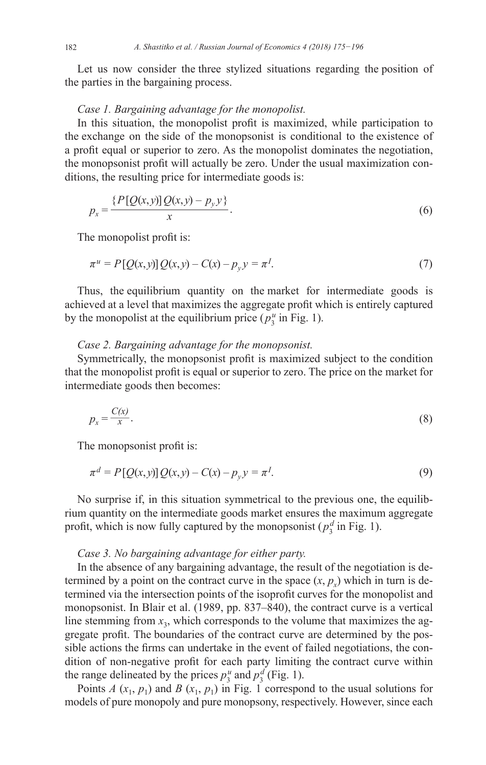Let us now consider the three stylized situations regarding the position of the parties in the bargaining process.

*Case 1. Bargaining advantage for the monopolist.*

In this situation, the monopolist profit is maximized, while participation to the exchange on the side of the monopsonist is conditional to the existence of a profit equal or superior to zero. As the monopolist dominates the negotiation, the monopsonist profit will actually be zero. Under the usual maximization conditions, the resulting price for intermediate goods is:

$$p_x = \frac{\{P[Q(x,y)]\,Q(x,y) - p_y y\}}{x}. \tag{6}$$

The monopolist profit is:

$$\pi^u = P[Q(x,y)]\,Q(x,y) - C(x) - p_y y = \pi^I. \tag{7}$$

Thus, the equilibrium quantity on the market for intermediate goods is achieved at a level that maximizes the aggregate profit which is entirely captured by the monopolist at the equilibrium price ($p_3^u$ in Fig. 1).

*Case 2. Bargaining advantage for the monopsonist.*

Symmetrically, the monopsonist profit is maximized subject to the condition that the monopolist profit is equal or superior to zero. The price on the market for intermediate goods then becomes:

$$p_x = \frac{C(x)}{x}. \tag{8}$$

The monopsonist profit is:

$$\pi^d = P[Q(x,y)]\,Q(x,y) - C(x) - p_y y = \pi^I. \tag{9}$$

No surprise if, in this situation symmetrical to the previous one, the equilibrium quantity on the intermediate goods market ensures the maximum aggregate profit, which is now fully captured by the monopsonist ($p_3^d$ in Fig. 1).

*Case 3. No bargaining advantage for either party.*

In the absence of any bargaining advantage, the result of the negotiation is determined by a point on the contract curve in the space ($x$, $p_x$) which in turn is determined via the intersection points of the isoprofit curves for the monopolist and monopsonist. In Blair et al. (1989, pp. 837–840), the contract curve is a vertical line stemming from $x_3$, which corresponds to the volume that maximizes the aggregate profit. The boundaries of the contract curve are determined by the possible actions the firms can undertake in the event of failed negotiations, the condition of non-negative profit for each party limiting the contract curve within the range delineated by the prices $p_3^u$ and $p_3^d$ (Fig. 1).

Points $A$ ($x_1$, $p_1$) and $B$ ($x_1$, $p_1$) in Fig. 1 correspond to the usual solutions for models of pure monopoly and pure monopsony, respectively. However, since each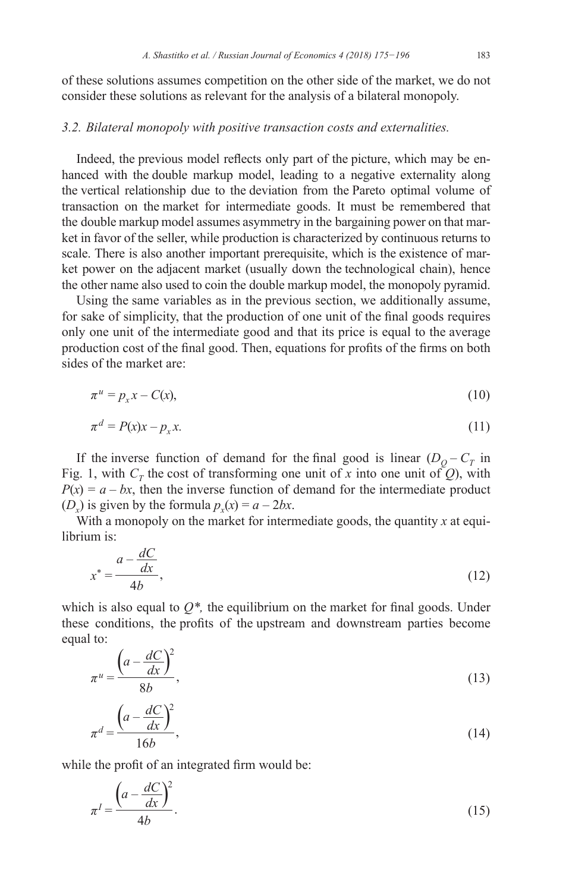of these solutions assumes competition on the other side of the market, we do not consider these solutions as relevant for the analysis of a bilateral monopoly.

### *3.2. Bilateral monopoly with positive transaction costs and externalities.*

Indeed, the previous model reflects only part of the picture, which may be enhanced with the double markup model, leading to a negative externality along the vertical relationship due to the deviation from the Pareto optimal volume of transaction on the market for intermediate goods. It must be remembered that the double markup model assumes asymmetry in the bargaining power on that market in favor of the seller, while production is characterized by continuous returns to scale. There is also another important prerequisite, which is the existence of market power on the adjacent market (usually down the technological chain), hence the other name also used to coin the double markup model, the monopoly pyramid.

Using the same variables as in the previous section, we additionally assume, for sake of simplicity, that the production of one unit of the final goods requires only one unit of the intermediate good and that its price is equal to the average production cost of the final good. Then, equations for profits of the firms on both sides of the market are:

$$\pi^u = p_x x - C(x), \tag{10}$$

$$\pi^d = P(x)x - p_x x. \tag{11}$$

If the inverse function of demand for the final good is linear ($D_Q - C_T$ in Fig. 1, with $C_T$ the cost of transforming one unit of $x$ into one unit of $Q$), with $P(x) = a - bx$, then the inverse function of demand for the intermediate product ($D_x$) is given by the formula $p_x(x) = a - 2bx$.

With a monopoly on the market for intermediate goods, the quantity $x$ at equilibrium is:

$$x^* = \frac{a - \frac{dC}{dx}}{4b}, \tag{12}$$

which is also equal to $Q^*$, the equilibrium on the market for final goods. Under these conditions, the profits of the upstream and downstream parties become equal to:

$$\pi^u = \frac{\left(a - \frac{dC}{dx}\right)^2}{8b}, \tag{13}$$

$$\pi^d = \frac{\left(a - \frac{dC}{dx}\right)^2}{16b}, \tag{14}$$

while the profit of an integrated firm would be:

$$\pi^I = \frac{\left(a - \frac{dC}{dx}\right)^2}{4b}. \tag{15}$$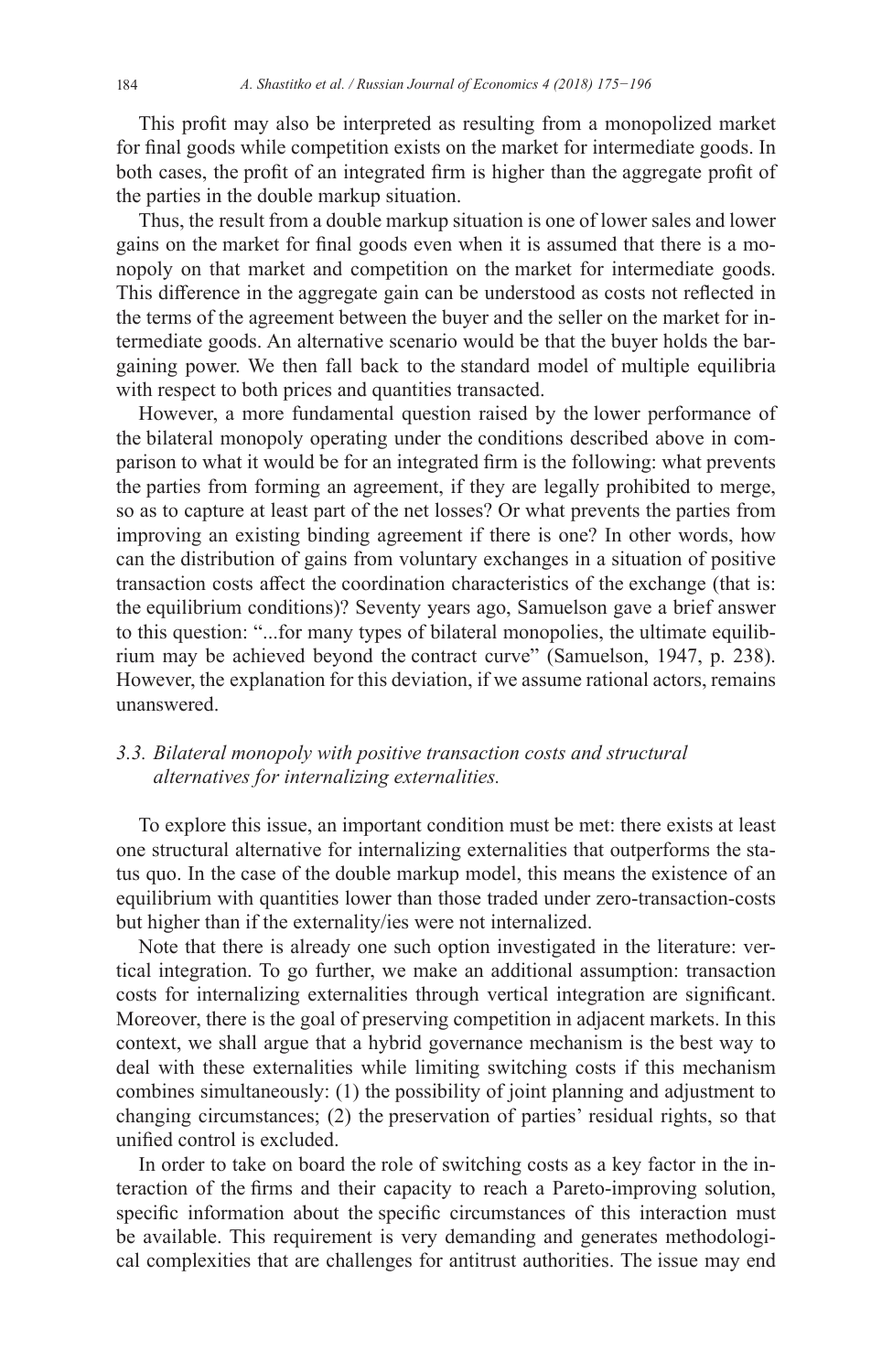This profit may also be interpreted as resulting from a monopolized market for final goods while competition exists on the market for intermediate goods. In both cases, the profit of an integrated firm is higher than the aggregate profit of the parties in the double markup situation.

Thus, the result from a double markup situation is one of lower sales and lower gains on the market for final goods even when it is assumed that there is a monopoly on that market and competition on the market for intermediate goods. This difference in the aggregate gain can be understood as costs not reflected in the terms of the agreement between the buyer and the seller on the market for intermediate goods. An alternative scenario would be that the buyer holds the bargaining power. We then fall back to the standard model of multiple equilibria with respect to both prices and quantities transacted.

However, a more fundamental question raised by the lower performance of the bilateral monopoly operating under the conditions described above in comparison to what it would be for an integrated firm is the following: what prevents the parties from forming an agreement, if they are legally prohibited to merge, so as to capture at least part of the net losses? Or what prevents the parties from improving an existing binding agreement if there is one? In other words, how can the distribution of gains from voluntary exchanges in a situation of positive transaction costs affect the coordination characteristics of the exchange (that is: the equilibrium conditions)? Seventy years ago, Samuelson gave a brief answer to this question: "...for many types of bilateral monopolies, the ultimate equilibrium may be achieved beyond the contract curve" (Samuelson, 1947, p. 238). However, the explanation for this deviation, if we assume rational actors, remains unanswered.

### *3.3. Bilateral monopoly with positive transaction costs and structural alternatives for internalizing externalities.*

To explore this issue, an important condition must be met: there exists at least one structural alternative for internalizing externalities that outperforms the status quo. In the case of the double markup model, this means the existence of an equilibrium with quantities lower than those traded under zero-transaction-costs but higher than if the externality/ies were not internalized.

Note that there is already one such option investigated in the literature: vertical integration. To go further, we make an additional assumption: transaction costs for internalizing externalities through vertical integration are significant. Moreover, there is the goal of preserving competition in adjacent markets. In this context, we shall argue that a hybrid governance mechanism is the best way to deal with these externalities while limiting switching costs if this mechanism combines simultaneously: (1) the possibility of joint planning and adjustment to changing circumstances; (2) the preservation of parties' residual rights, so that unified control is excluded.

In order to take on board the role of switching costs as a key factor in the interaction of the firms and their capacity to reach a Pareto-improving solution, specific information about the specific circumstances of this interaction must be available. This requirement is very demanding and generates methodological complexities that are challenges for antitrust authorities. The issue may end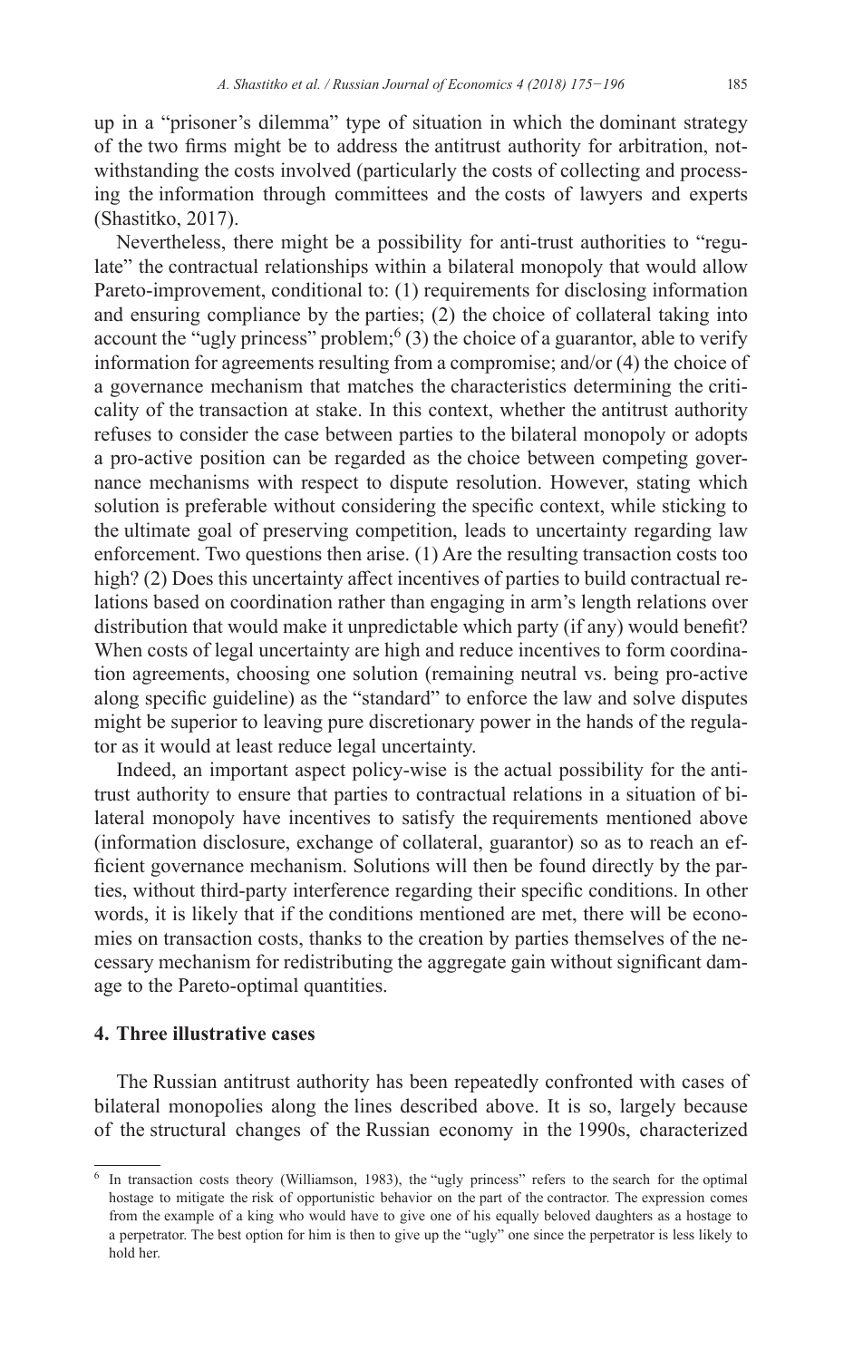up in a "prisoner's dilemma" type of situation in which the dominant strategy of the two firms might be to address the antitrust authority for arbitration, notwithstanding the costs involved (particularly the costs of collecting and processing the information through committees and the costs of lawyers and experts (Shastitko, 2017).

Nevertheless, there might be a possibility for anti-trust authorities to "regulate" the contractual relationships within a bilateral monopoly that would allow Pareto-improvement, conditional to: (1) requirements for disclosing information and ensuring compliance by the parties; (2) the choice of collateral taking into account the "ugly princess" problem;[6] (3) the choice of a guarantor, able to verify information for agreements resulting from a compromise; and/or (4) the choice of a governance mechanism that matches the characteristics determining the criticality of the transaction at stake. In this context, whether the antitrust authority refuses to consider the case between parties to the bilateral monopoly or adopts a pro-active position can be regarded as the choice between competing governance mechanisms with respect to dispute resolution. However, stating which solution is preferable without considering the specific context, while sticking to the ultimate goal of preserving competition, leads to uncertainty regarding law enforcement. Two questions then arise. (1) Are the resulting transaction costs too high? (2) Does this uncertainty affect incentives of parties to build contractual relations based on coordination rather than engaging in arm's length relations over distribution that would make it unpredictable which party (if any) would benefit? When costs of legal uncertainty are high and reduce incentives to form coordination agreements, choosing one solution (remaining neutral vs. being pro-active along specific guideline) as the "standard" to enforce the law and solve disputes might be superior to leaving pure discretionary power in the hands of the regulator as it would at least reduce legal uncertainty.

Indeed, an important aspect policy-wise is the actual possibility for the antitrust authority to ensure that parties to contractual relations in a situation of bilateral monopoly have incentives to satisfy the requirements mentioned above (information disclosure, exchange of collateral, guarantor) so as to reach an efficient governance mechanism. Solutions will then be found directly by the parties, without third-party interference regarding their specific conditions. In other words, it is likely that if the conditions mentioned are met, there will be economies on transaction costs, thanks to the creation by parties themselves of the necessary mechanism for redistributing the aggregate gain without significant damage to the Pareto-optimal quantities.

## 4. Three illustrative cases

The Russian antitrust authority has been repeatedly confronted with cases of bilateral monopolies along the lines described above. It is so, largely because of the structural changes of the Russian economy in the 1990s, characterized

---

[6] In transaction costs theory (Williamson, 1983), the "ugly princess" refers to the search for the optimal hostage to mitigate the risk of opportunistic behavior on the part of the contractor. The expression comes from the example of a king who would have to give one of his equally beloved daughters as a hostage to a perpetrator. The best option for him is then to give up the "ugly" one since the perpetrator is less likely to hold her.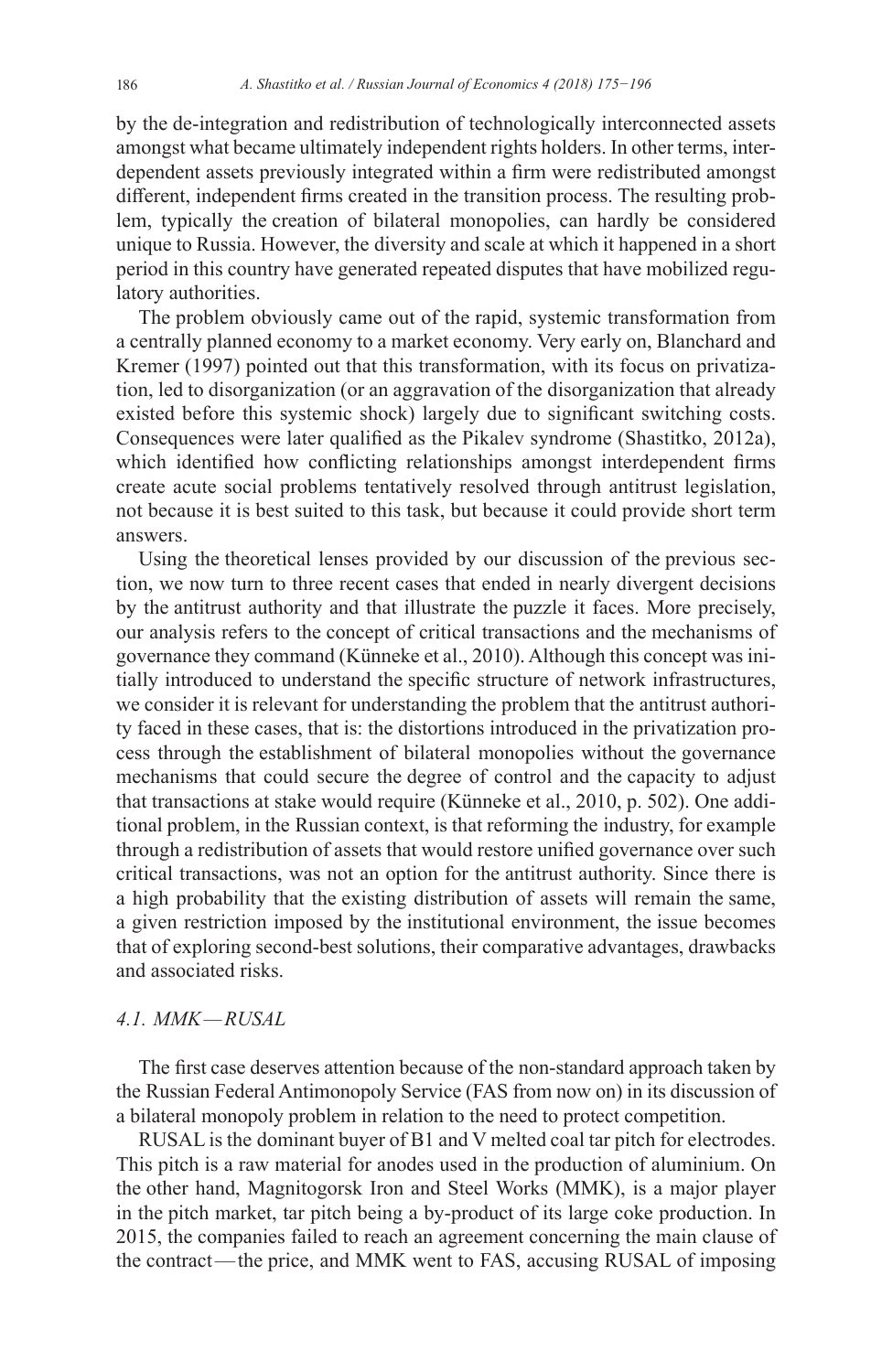by the de-integration and redistribution of technologically interconnected assets amongst what became ultimately independent rights holders. In other terms, interdependent assets previously integrated within a firm were redistributed amongst different, independent firms created in the transition process. The resulting problem, typically the creation of bilateral monopolies, can hardly be considered unique to Russia. However, the diversity and scale at which it happened in a short period in this country have generated repeated disputes that have mobilized regulatory authorities.

The problem obviously came out of the rapid, systemic transformation from a centrally planned economy to a market economy. Very early on, Blanchard and Kremer (1997) pointed out that this transformation, with its focus on privatization, led to disorganization (or an aggravation of the disorganization that already existed before this systemic shock) largely due to significant switching costs. Consequences were later qualified as the Pikalev syndrome (Shastitko, 2012a), which identified how conflicting relationships amongst interdependent firms create acute social problems tentatively resolved through antitrust legislation, not because it is best suited to this task, but because it could provide short term answers.

Using the theoretical lenses provided by our discussion of the previous section, we now turn to three recent cases that ended in nearly divergent decisions by the antitrust authority and that illustrate the puzzle it faces. More precisely, our analysis refers to the concept of critical transactions and the mechanisms of governance they command (Künneke et al., 2010). Although this concept was initially introduced to understand the specific structure of network infrastructures, we consider it is relevant for understanding the problem that the antitrust authority faced in these cases, that is: the distortions introduced in the privatization process through the establishment of bilateral monopolies without the governance mechanisms that could secure the degree of control and the capacity to adjust that transactions at stake would require (Künneke et al., 2010, p. 502). One additional problem, in the Russian context, is that reforming the industry, for example through a redistribution of assets that would restore unified governance over such critical transactions, was not an option for the antitrust authority. Since there is a high probability that the existing distribution of assets will remain the same, a given restriction imposed by the institutional environment, the issue becomes that of exploring second-best solutions, their comparative advantages, drawbacks and associated risks.

### *4.1. MMK — RUSAL*

The first case deserves attention because of the non-standard approach taken by the Russian Federal Antimonopoly Service (FAS from now on) in its discussion of a bilateral monopoly problem in relation to the need to protect competition.

RUSAL is the dominant buyer of B1 and V melted coal tar pitch for electrodes. This pitch is a raw material for anodes used in the production of aluminium. On the other hand, Magnitogorsk Iron and Steel Works (MMK), is a major player in the pitch market, tar pitch being a by-product of its large coke production. In 2015, the companies failed to reach an agreement concerning the main clause of the contract — the price, and MMK went to FAS, accusing RUSAL of imposing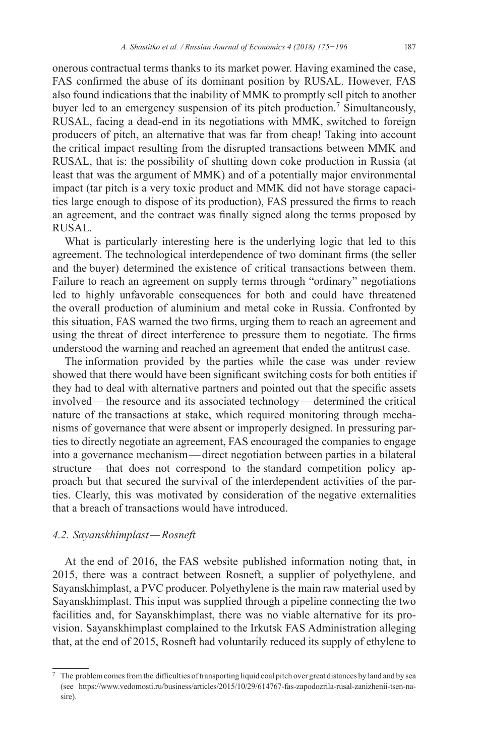onerous contractual terms thanks to its market power. Having examined the case, FAS confirmed the abuse of its dominant position by RUSAL. However, FAS also found indications that the inability of MMK to promptly sell pitch to another buyer led to an emergency suspension of its pitch production.[7] Simultaneously, RUSAL, facing a dead-end in its negotiations with MMK, switched to foreign producers of pitch, an alternative that was far from cheap! Taking into account the critical impact resulting from the disrupted transactions between MMK and RUSAL, that is: the possibility of shutting down coke production in Russia (at least that was the argument of MMK) and of a potentially major environmental impact (tar pitch is a very toxic product and MMK did not have storage capacities large enough to dispose of its production), FAS pressured the firms to reach an agreement, and the contract was finally signed along the terms proposed by RUSAL.

What is particularly interesting here is the underlying logic that led to this agreement. The technological interdependence of two dominant firms (the seller and the buyer) determined the existence of critical transactions between them. Failure to reach an agreement on supply terms through "ordinary" negotiations led to highly unfavorable consequences for both and could have threatened the overall production of aluminium and metal coke in Russia. Confronted by this situation, FAS warned the two firms, urging them to reach an agreement and using the threat of direct interference to pressure them to negotiate. The firms understood the warning and reached an agreement that ended the antitrust case.

The information provided by the parties while the case was under review showed that there would have been significant switching costs for both entities if they had to deal with alternative partners and pointed out that the specific assets involved — the resource and its associated technology — determined the critical nature of the transactions at stake, which required monitoring through mechanisms of governance that were absent or improperly designed. In pressuring parties to directly negotiate an agreement, FAS encouraged the companies to engage into a governance mechanism — direct negotiation between parties in a bilateral structure — that does not correspond to the standard competition policy approach but that secured the survival of the interdependent activities of the parties. Clearly, this was motivated by consideration of the negative externalities that a breach of transactions would have introduced.

### *4.2. Sayanskhimplast — Rosneft*

At the end of 2016, the FAS website published information noting that, in 2015, there was a contract between Rosneft, a supplier of polyethylene, and Sayanskhimplast, a PVC producer. Polyethylene is the main raw material used by Sayanskhimplast. This input was supplied through a pipeline connecting the two facilities and, for Sayanskhimplast, there was no viable alternative for its provision. Sayanskhimplast complained to the Irkutsk FAS Administration alleging that, at the end of 2015, Rosneft had voluntarily reduced its supply of ethylene to

---

[7] The problem comes from the difficulties of transporting liquid coal pitch over great distances by land and by sea (see https://www.vedomosti.ru/business/articles/2015/10/29/614767-fas-zapodozrila-rusal-zanizhenii-tsen-na-sire).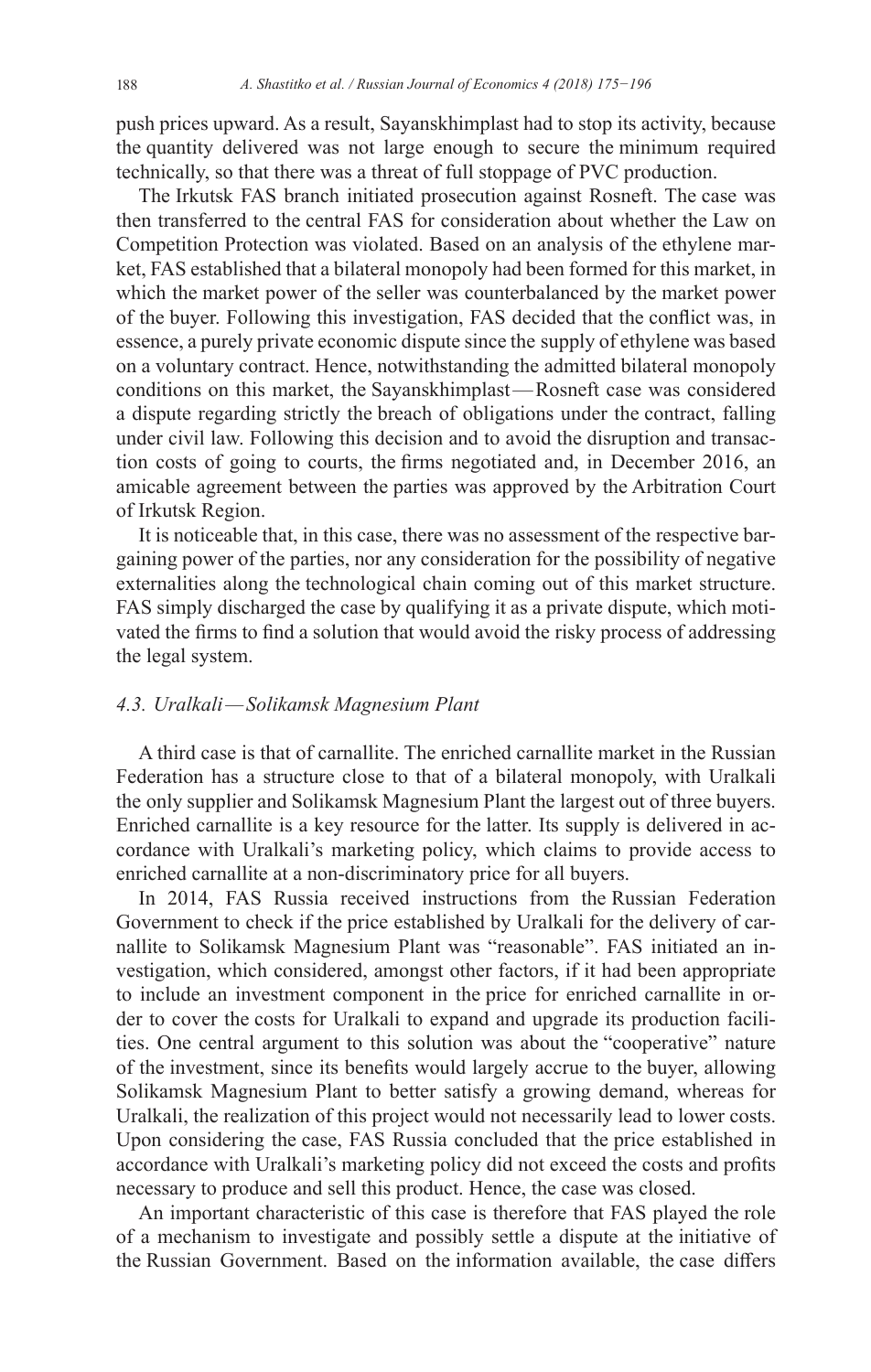push prices upward. As a result, Sayanskhimplast had to stop its activity, because the quantity delivered was not large enough to secure the minimum required technically, so that there was a threat of full stoppage of PVC production.

The Irkutsk FAS branch initiated prosecution against Rosneft. The case was then transferred to the central FAS for consideration about whether the Law on Competition Protection was violated. Based on an analysis of the ethylene market, FAS established that a bilateral monopoly had been formed for this market, in which the market power of the seller was counterbalanced by the market power of the buyer. Following this investigation, FAS decided that the conflict was, in essence, a purely private economic dispute since the supply of ethylene was based on a voluntary contract. Hence, notwithstanding the admitted bilateral monopoly conditions on this market, the Sayanskhimplast—Rosneft case was considered a dispute regarding strictly the breach of obligations under the contract, falling under civil law. Following this decision and to avoid the disruption and transaction costs of going to courts, the firms negotiated and, in December 2016, an amicable agreement between the parties was approved by the Arbitration Court of Irkutsk Region.

It is noticeable that, in this case, there was no assessment of the respective bargaining power of the parties, nor any consideration for the possibility of negative externalities along the technological chain coming out of this market structure. FAS simply discharged the case by qualifying it as a private dispute, which motivated the firms to find a solution that would avoid the risky process of addressing the legal system.

### *4.3. Uralkali—Solikamsk Magnesium Plant*

A third case is that of carnallite. The enriched carnallite market in the Russian Federation has a structure close to that of a bilateral monopoly, with Uralkali the only supplier and Solikamsk Magnesium Plant the largest out of three buyers. Enriched carnallite is a key resource for the latter. Its supply is delivered in accordance with Uralkali's marketing policy, which claims to provide access to enriched carnallite at a non-discriminatory price for all buyers.

In 2014, FAS Russia received instructions from the Russian Federation Government to check if the price established by Uralkali for the delivery of carnallite to Solikamsk Magnesium Plant was "reasonable". FAS initiated an investigation, which considered, amongst other factors, if it had been appropriate to include an investment component in the price for enriched carnallite in order to cover the costs for Uralkali to expand and upgrade its production facilities. One central argument to this solution was about the "cooperative" nature of the investment, since its benefits would largely accrue to the buyer, allowing Solikamsk Magnesium Plant to better satisfy a growing demand, whereas for Uralkali, the realization of this project would not necessarily lead to lower costs. Upon considering the case, FAS Russia concluded that the price established in accordance with Uralkali's marketing policy did not exceed the costs and profits necessary to produce and sell this product. Hence, the case was closed.

An important characteristic of this case is therefore that FAS played the role of a mechanism to investigate and possibly settle a dispute at the initiative of the Russian Government. Based on the information available, the case differs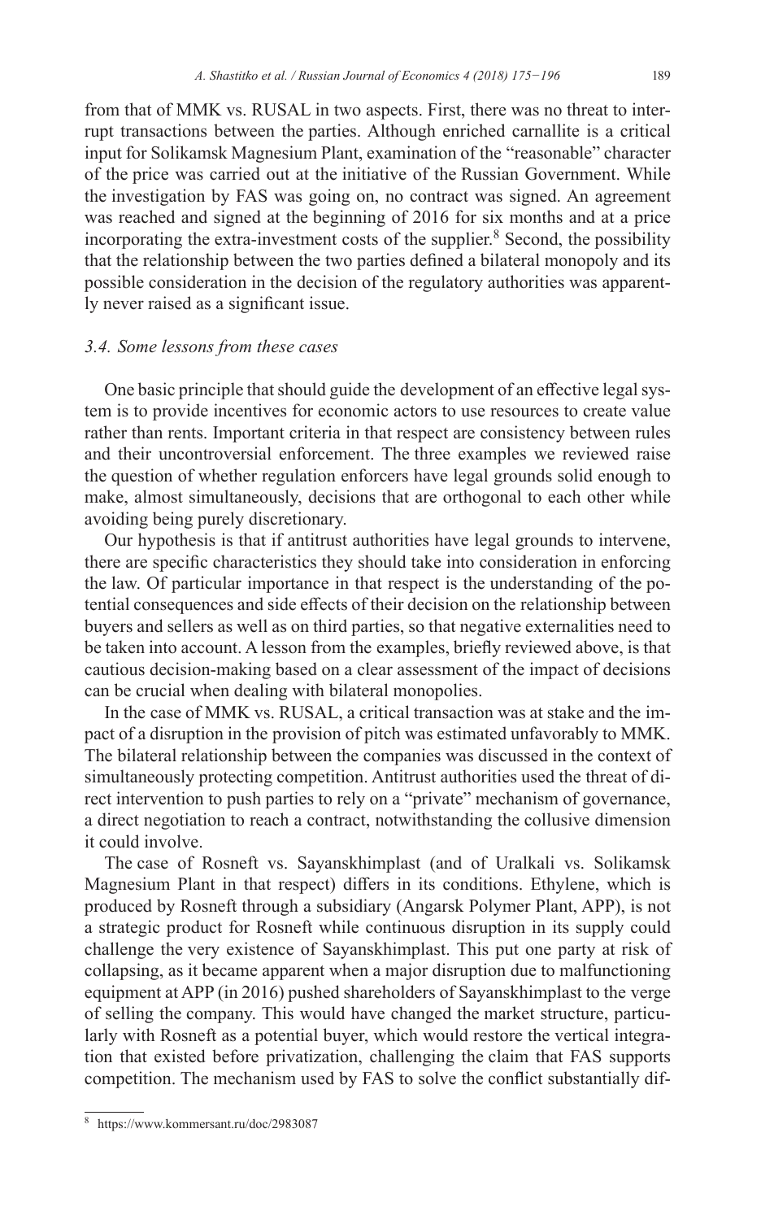from that of MMK vs. RUSAL in two aspects. First, there was no threat to interrupt transactions between the parties. Although enriched carnallite is a critical input for Solikamsk Magnesium Plant, examination of the "reasonable" character of the price was carried out at the initiative of the Russian Government. While the investigation by FAS was going on, no contract was signed. An agreement was reached and signed at the beginning of 2016 for six months and at a price incorporating the extra-investment costs of the supplier.[8] Second, the possibility that the relationship between the two parties defined a bilateral monopoly and its possible consideration in the decision of the regulatory authorities was apparently never raised as a significant issue.

### *3.4. Some lessons from these cases*

One basic principle that should guide the development of an effective legal system is to provide incentives for economic actors to use resources to create value rather than rents. Important criteria in that respect are consistency between rules and their uncontroversial enforcement. The three examples we reviewed raise the question of whether regulation enforcers have legal grounds solid enough to make, almost simultaneously, decisions that are orthogonal to each other while avoiding being purely discretionary.

Our hypothesis is that if antitrust authorities have legal grounds to intervene, there are specific characteristics they should take into consideration in enforcing the law. Of particular importance in that respect is the understanding of the potential consequences and side effects of their decision on the relationship between buyers and sellers as well as on third parties, so that negative externalities need to be taken into account. A lesson from the examples, briefly reviewed above, is that cautious decision-making based on a clear assessment of the impact of decisions can be crucial when dealing with bilateral monopolies.

In the case of MMK vs. RUSAL, a critical transaction was at stake and the impact of a disruption in the provision of pitch was estimated unfavorably to MMK. The bilateral relationship between the companies was discussed in the context of simultaneously protecting competition. Antitrust authorities used the threat of direct intervention to push parties to rely on a "private" mechanism of governance, a direct negotiation to reach a contract, notwithstanding the collusive dimension it could involve.

The case of Rosneft vs. Sayanskhimplast (and of Uralkali vs. Solikamsk Magnesium Plant in that respect) differs in its conditions. Ethylene, which is produced by Rosneft through a subsidiary (Angarsk Polymer Plant, APP), is not a strategic product for Rosneft while continuous disruption in its supply could challenge the very existence of Sayanskhimplast. This put one party at risk of collapsing, as it became apparent when a major disruption due to malfunctioning equipment at APP (in 2016) pushed shareholders of Sayanskhimplast to the verge of selling the company. This would have changed the market structure, particularly with Rosneft as a potential buyer, which would restore the vertical integration that existed before privatization, challenging the claim that FAS supports competition. The mechanism used by FAS to solve the conflict substantially dif-

[8] https://www.kommersant.ru/doc/2983087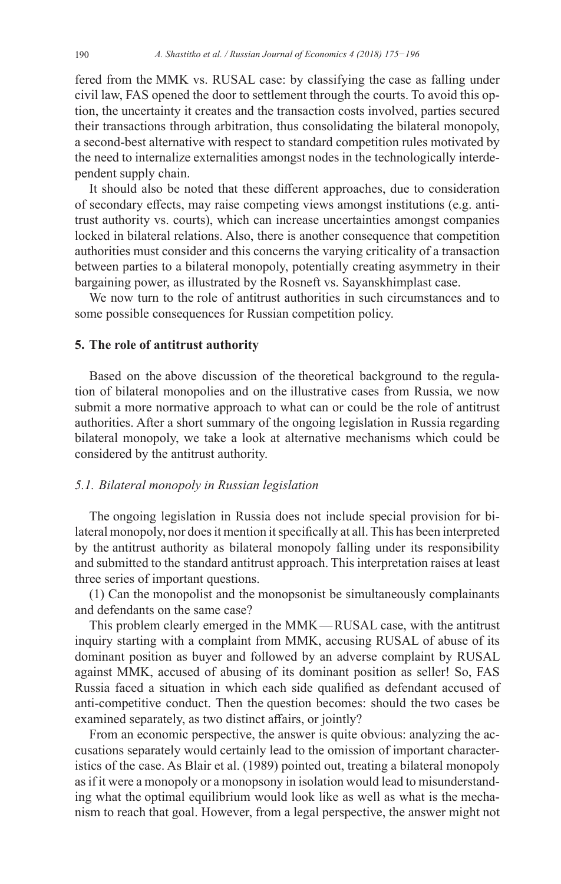fered from the MMK vs. RUSAL case: by classifying the case as falling under civil law, FAS opened the door to settlement through the courts. To avoid this option, the uncertainty it creates and the transaction costs involved, parties secured their transactions through arbitration, thus consolidating the bilateral monopoly, a second-best alternative with respect to standard competition rules motivated by the need to internalize externalities amongst nodes in the technologically interdependent supply chain.

It should also be noted that these different approaches, due to consideration of secondary effects, may raise competing views amongst institutions (e.g. antitrust authority vs. courts), which can increase uncertainties amongst companies locked in bilateral relations. Also, there is another consequence that competition authorities must consider and this concerns the varying criticality of a transaction between parties to a bilateral monopoly, potentially creating asymmetry in their bargaining power, as illustrated by the Rosneft vs. Sayanskhimplast case.

We now turn to the role of antitrust authorities in such circumstances and to some possible consequences for Russian competition policy.

## 5. The role of antitrust authority

Based on the above discussion of the theoretical background to the regulation of bilateral monopolies and on the illustrative cases from Russia, we now submit a more normative approach to what can or could be the role of antitrust authorities. After a short summary of the ongoing legislation in Russia regarding bilateral monopoly, we take a look at alternative mechanisms which could be considered by the antitrust authority.

### *5.1. Bilateral monopoly in Russian legislation*

The ongoing legislation in Russia does not include special provision for bilateral monopoly, nor does it mention it specifically at all. This has been interpreted by the antitrust authority as bilateral monopoly falling under its responsibility and submitted to the standard antitrust approach. This interpretation raises at least three series of important questions.

(1) Can the monopolist and the monopsonist be simultaneously complainants and defendants on the same case?

This problem clearly emerged in the MMK — RUSAL case, with the antitrust inquiry starting with a complaint from MMK, accusing RUSAL of abuse of its dominant position as buyer and followed by an adverse complaint by RUSAL against MMK, accused of abusing of its dominant position as seller! So, FAS Russia faced a situation in which each side qualified as defendant accused of anti-competitive conduct. Then the question becomes: should the two cases be examined separately, as two distinct affairs, or jointly?

From an economic perspective, the answer is quite obvious: analyzing the accusations separately would certainly lead to the omission of important characteristics of the case. As Blair et al. (1989) pointed out, treating a bilateral monopoly as if it were a monopoly or a monopsony in isolation would lead to misunderstanding what the optimal equilibrium would look like as well as what is the mechanism to reach that goal. However, from a legal perspective, the answer might not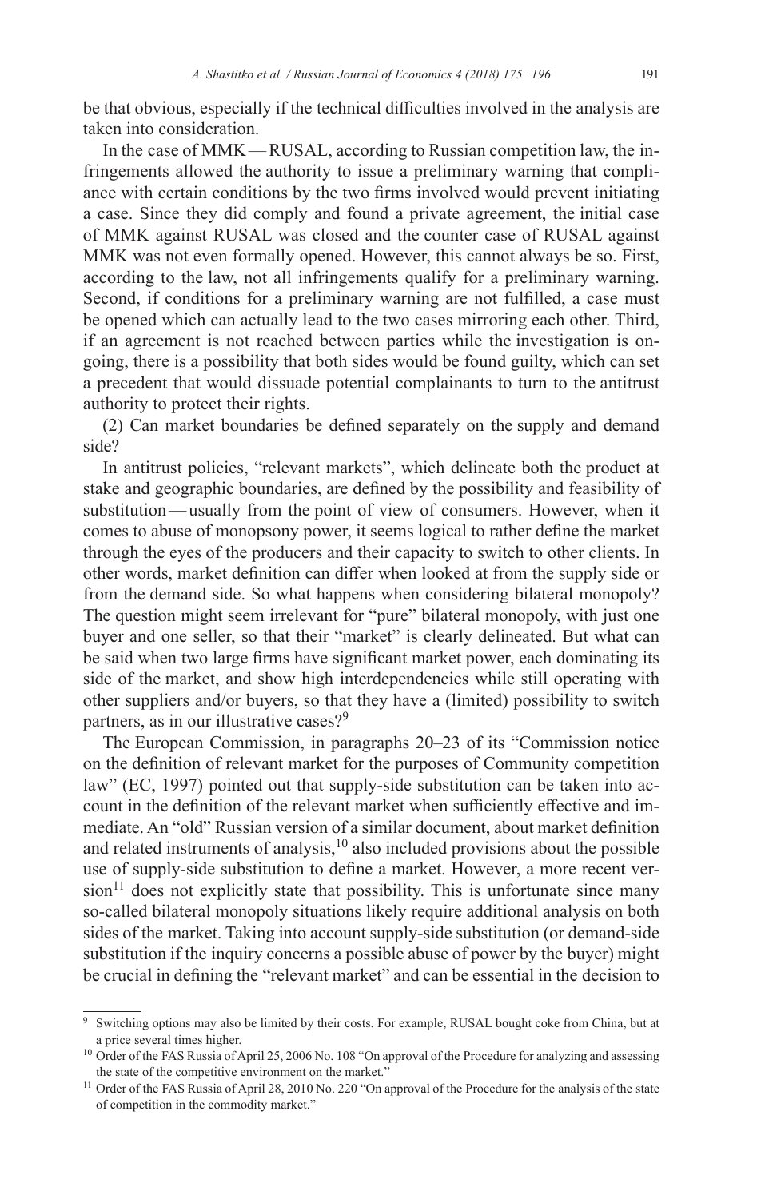be that obvious, especially if the technical difficulties involved in the analysis are taken into consideration.

In the case of MMK — RUSAL, according to Russian competition law, the infringements allowed the authority to issue a preliminary warning that compliance with certain conditions by the two firms involved would prevent initiating a case. Since they did comply and found a private agreement, the initial case of MMK against RUSAL was closed and the counter case of RUSAL against MMK was not even formally opened. However, this cannot always be so. First, according to the law, not all infringements qualify for a preliminary warning. Second, if conditions for a preliminary warning are not fulfilled, a case must be opened which can actually lead to the two cases mirroring each other. Third, if an agreement is not reached between parties while the investigation is ongoing, there is a possibility that both sides would be found guilty, which can set a precedent that would dissuade potential complainants to turn to the antitrust authority to protect their rights.

(2) Can market boundaries be defined separately on the supply and demand side?

In antitrust policies, "relevant markets", which delineate both the product at stake and geographic boundaries, are defined by the possibility and feasibility of substitution — usually from the point of view of consumers. However, when it comes to abuse of monopsony power, it seems logical to rather define the market through the eyes of the producers and their capacity to switch to other clients. In other words, market definition can differ when looked at from the supply side or from the demand side. So what happens when considering bilateral monopoly? The question might seem irrelevant for "pure" bilateral monopoly, with just one buyer and one seller, so that their "market" is clearly delineated. But what can be said when two large firms have significant market power, each dominating its side of the market, and show high interdependencies while still operating with other suppliers and/or buyers, so that they have a (limited) possibility to switch partners, as in our illustrative cases?[9]

The European Commission, in paragraphs 20–23 of its "Commission notice on the definition of relevant market for the purposes of Community competition law" (EC, 1997) pointed out that supply-side substitution can be taken into account in the definition of the relevant market when sufficiently effective and immediate. An "old" Russian version of a similar document, about market definition and related instruments of analysis,[10] also included provisions about the possible use of supply-side substitution to define a market. However, a more recent version[11] does not explicitly state that possibility. This is unfortunate since many so-called bilateral monopoly situations likely require additional analysis on both sides of the market. Taking into account supply-side substitution (or demand-side substitution if the inquiry concerns a possible abuse of power by the buyer) might be crucial in defining the "relevant market" and can be essential in the decision to

---

[9] Switching options may also be limited by their costs. For example, RUSAL bought coke from China, but at a price several times higher.

[10] Order of the FAS Russia of April 25, 2006 No. 108 "On approval of the Procedure for analyzing and assessing the state of the competitive environment on the market."

[11] Order of the FAS Russia of April 28, 2010 No. 220 "On approval of the Procedure for the analysis of the state of competition in the commodity market."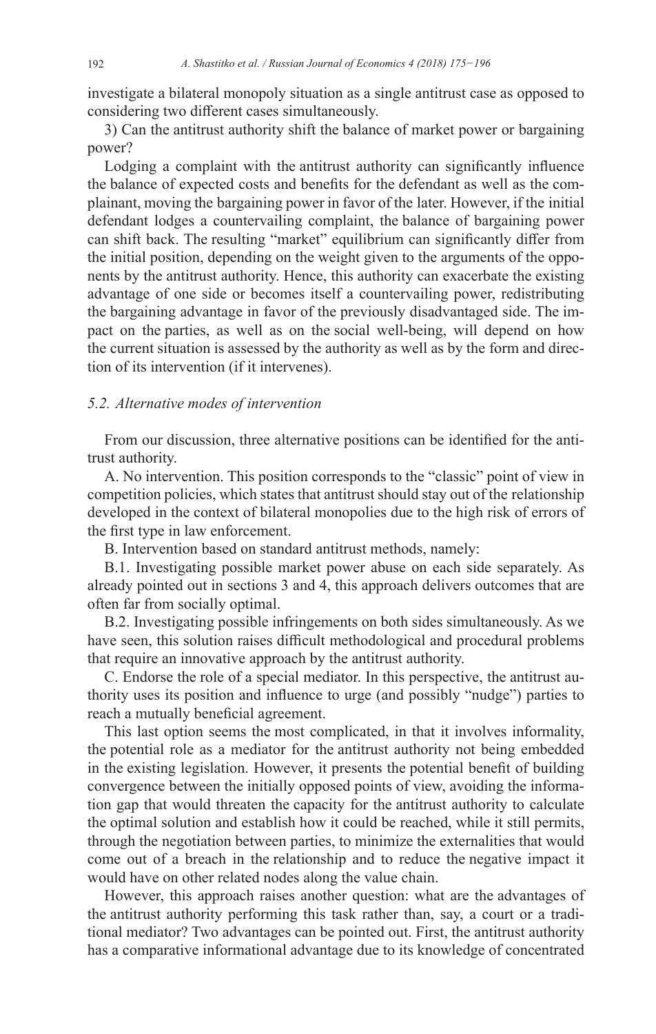investigate a bilateral monopoly situation as a single antitrust case as opposed to considering two different cases simultaneously.

3) Can the antitrust authority shift the balance of market power or bargaining power?

Lodging a complaint with the antitrust authority can significantly influence the balance of expected costs and benefits for the defendant as well as the complainant, moving the bargaining power in favor of the later. However, if the initial defendant lodges a countervailing complaint, the balance of bargaining power can shift back. The resulting "market" equilibrium can significantly differ from the initial position, depending on the weight given to the arguments of the opponents by the antitrust authority. Hence, this authority can exacerbate the existing advantage of one side or becomes itself a countervailing power, redistributing the bargaining advantage in favor of the previously disadvantaged side. The impact on the parties, as well as on the social well-being, will depend on how the current situation is assessed by the authority as well as by the form and direction of its intervention (if it intervenes).

### *5.2. Alternative modes of intervention*

From our discussion, three alternative positions can be identified for the antitrust authority.

A. No intervention. This position corresponds to the "classic" point of view in competition policies, which states that antitrust should stay out of the relationship developed in the context of bilateral monopolies due to the high risk of errors of the first type in law enforcement.

B. Intervention based on standard antitrust methods, namely:

B.1. Investigating possible market power abuse on each side separately. As already pointed out in sections 3 and 4, this approach delivers outcomes that are often far from socially optimal.

B.2. Investigating possible infringements on both sides simultaneously. As we have seen, this solution raises difficult methodological and procedural problems that require an innovative approach by the antitrust authority.

C. Endorse the role of a special mediator. In this perspective, the antitrust authority uses its position and influence to urge (and possibly "nudge") parties to reach a mutually beneficial agreement.

This last option seems the most complicated, in that it involves informality, the potential role as a mediator for the antitrust authority not being embedded in the existing legislation. However, it presents the potential benefit of building convergence between the initially opposed points of view, avoiding the information gap that would threaten the capacity for the antitrust authority to calculate the optimal solution and establish how it could be reached, while it still permits, through the negotiation between parties, to minimize the externalities that would come out of a breach in the relationship and to reduce the negative impact it would have on other related nodes along the value chain.

However, this approach raises another question: what are the advantages of the antitrust authority performing this task rather than, say, a court or a traditional mediator? Two advantages can be pointed out. First, the antitrust authority has a comparative informational advantage due to its knowledge of concentrated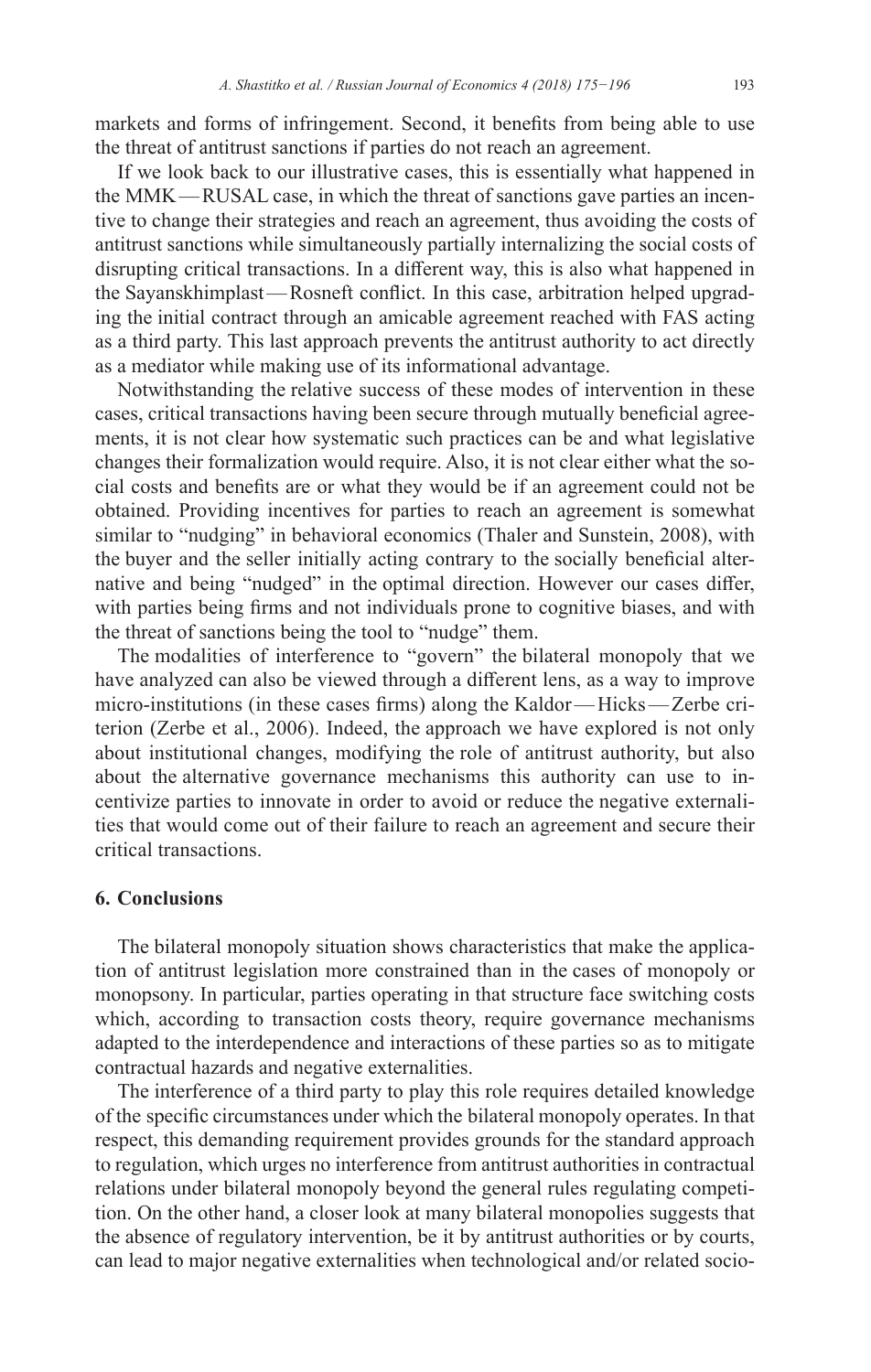markets and forms of infringement. Second, it benefits from being able to use the threat of antitrust sanctions if parties do not reach an agreement.

If we look back to our illustrative cases, this is essentially what happened in the MMK — RUSAL case, in which the threat of sanctions gave parties an incentive to change their strategies and reach an agreement, thus avoiding the costs of antitrust sanctions while simultaneously partially internalizing the social costs of disrupting critical transactions. In a different way, this is also what happened in the Sayanskhimplast — Rosneft conflict. In this case, arbitration helped upgrading the initial contract through an amicable agreement reached with FAS acting as a third party. This last approach prevents the antitrust authority to act directly as a mediator while making use of its informational advantage.

Notwithstanding the relative success of these modes of intervention in these cases, critical transactions having been secure through mutually beneficial agreements, it is not clear how systematic such practices can be and what legislative changes their formalization would require. Also, it is not clear either what the social costs and benefits are or what they would be if an agreement could not be obtained. Providing incentives for parties to reach an agreement is somewhat similar to "nudging" in behavioral economics (Thaler and Sunstein, 2008), with the buyer and the seller initially acting contrary to the socially beneficial alternative and being "nudged" in the optimal direction. However our cases differ, with parties being firms and not individuals prone to cognitive biases, and with the threat of sanctions being the tool to "nudge" them.

The modalities of interference to "govern" the bilateral monopoly that we have analyzed can also be viewed through a different lens, as a way to improve micro-institutions (in these cases firms) along the Kaldor — Hicks — Zerbe criterion (Zerbe et al., 2006). Indeed, the approach we have explored is not only about institutional changes, modifying the role of antitrust authority, but also about the alternative governance mechanisms this authority can use to incentivize parties to innovate in order to avoid or reduce the negative externalities that would come out of their failure to reach an agreement and secure their critical transactions.

## 6. Conclusions

The bilateral monopoly situation shows characteristics that make the application of antitrust legislation more constrained than in the cases of monopoly or monopsony. In particular, parties operating in that structure face switching costs which, according to transaction costs theory, require governance mechanisms adapted to the interdependence and interactions of these parties so as to mitigate contractual hazards and negative externalities.

The interference of a third party to play this role requires detailed knowledge of the specific circumstances under which the bilateral monopoly operates. In that respect, this demanding requirement provides grounds for the standard approach to regulation, which urges no interference from antitrust authorities in contractual relations under bilateral monopoly beyond the general rules regulating competition. On the other hand, a closer look at many bilateral monopolies suggests that the absence of regulatory intervention, be it by antitrust authorities or by courts, can lead to major negative externalities when technological and/or related socio-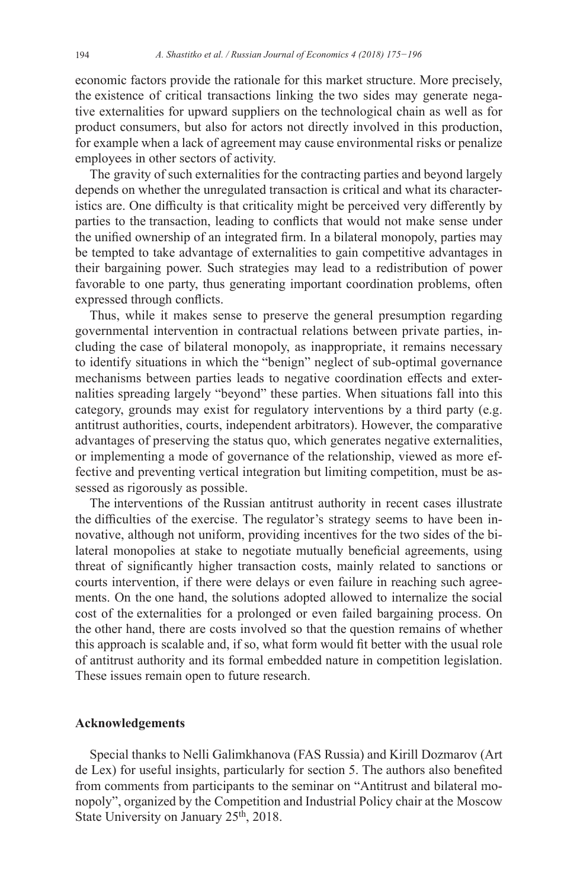economic factors provide the rationale for this market structure. More precisely, the existence of critical transactions linking the two sides may generate negative externalities for upward suppliers on the technological chain as well as for product consumers, but also for actors not directly involved in this production, for example when a lack of agreement may cause environmental risks or penalize employees in other sectors of activity.

The gravity of such externalities for the contracting parties and beyond largely depends on whether the unregulated transaction is critical and what its characteristics are. One difficulty is that criticality might be perceived very differently by parties to the transaction, leading to conflicts that would not make sense under the unified ownership of an integrated firm. In a bilateral monopoly, parties may be tempted to take advantage of externalities to gain competitive advantages in their bargaining power. Such strategies may lead to a redistribution of power favorable to one party, thus generating important coordination problems, often expressed through conflicts.

Thus, while it makes sense to preserve the general presumption regarding governmental intervention in contractual relations between private parties, including the case of bilateral monopoly, as inappropriate, it remains necessary to identify situations in which the "benign" neglect of sub-optimal governance mechanisms between parties leads to negative coordination effects and externalities spreading largely "beyond" these parties. When situations fall into this category, grounds may exist for regulatory interventions by a third party (e.g. antitrust authorities, courts, independent arbitrators). However, the comparative advantages of preserving the status quo, which generates negative externalities, or implementing a mode of governance of the relationship, viewed as more effective and preventing vertical integration but limiting competition, must be assessed as rigorously as possible.

The interventions of the Russian antitrust authority in recent cases illustrate the difficulties of the exercise. The regulator's strategy seems to have been innovative, although not uniform, providing incentives for the two sides of the bilateral monopolies at stake to negotiate mutually beneficial agreements, using threat of significantly higher transaction costs, mainly related to sanctions or courts intervention, if there were delays or even failure in reaching such agreements. On the one hand, the solutions adopted allowed to internalize the social cost of the externalities for a prolonged or even failed bargaining process. On the other hand, there are costs involved so that the question remains of whether this approach is scalable and, if so, what form would fit better with the usual role of antitrust authority and its formal embedded nature in competition legislation. These issues remain open to future research.

## Acknowledgements

Special thanks to Nelli Galimkhanova (FAS Russia) and Kirill Dozmarov (Art de Lex) for useful insights, particularly for section 5. The authors also benefited from comments from participants to the seminar on "Antitrust and bilateral monopoly", organized by the Competition and Industrial Policy chair at the Moscow State University on January 25th, 2018.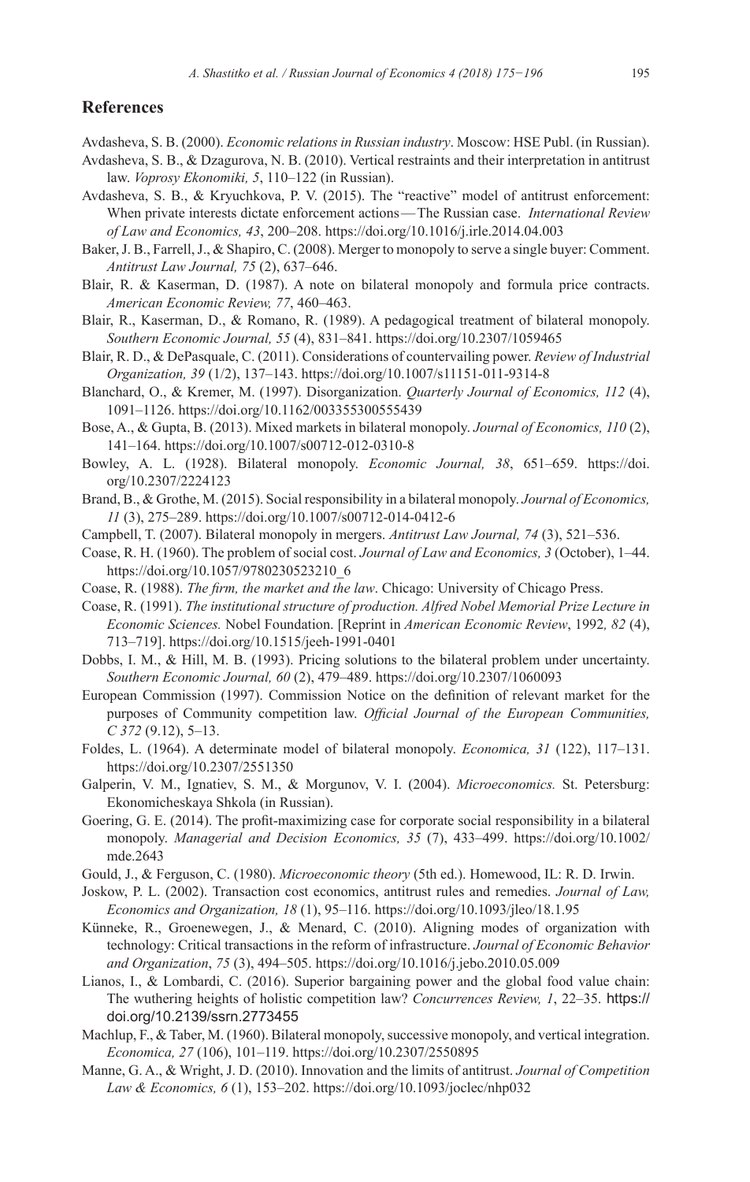## References

Avdasheva, S. B. (2000). *Economic relations in Russian industry*. Moscow: HSE Publ. (in Russian).

Avdasheva, S. B., & Dzagurova, N. B. (2010). Vertical restraints and their interpretation in antitrust law. *Voprosy Ekonomiki, 5*, 110–122 (in Russian).

Avdasheva, S. B., & Kryuchkova, P. V. (2015). The "reactive" model of antitrust enforcement: When private interests dictate enforcement actions — The Russian case. *International Review of Law and Economics, 43*, 200–208. https://doi.org/10.1016/j.irle.2014.04.003

Baker, J. B., Farrell, J., & Shapiro, C. (2008). Merger to monopoly to serve a single buyer: Comment. *Antitrust Law Journal, 75* (2), 637–646.

Blair, R. & Kaserman, D. (1987). A note on bilateral monopoly and formula price contracts. *American Economic Review, 77*, 460–463.

Blair, R., Kaserman, D., & Romano, R. (1989). A pedagogical treatment of bilateral monopoly. *Southern Economic Journal, 55* (4), 831–841. https://doi.org/10.2307/1059465

Blair, R. D., & DePasquale, C. (2011). Considerations of countervailing power. *Review of Industrial Organization, 39* (1/2), 137–143. https://doi.org/10.1007/s11151-011-9314-8

Blanchard, O., & Kremer, M. (1997). Disorganization. *Quarterly Journal of Economics, 112* (4), 1091–1126. https://doi.org/10.1162/003355300555439

Bose, A., & Gupta, B. (2013). Mixed markets in bilateral monopoly. *Journal of Economics, 110* (2), 141–164. https://doi.org/10.1007/s00712-012-0310-8

Bowley, A. L. (1928). Bilateral monopoly. *Economic Journal, 38*, 651–659. https://doi.org/10.2307/2224123

Brand, B., & Grothe, M. (2015). Social responsibility in a bilateral monopoly. *Journal of Economics, 11* (3), 275–289. https://doi.org/10.1007/s00712-014-0412-6

Campbell, T. (2007). Bilateral monopoly in mergers. *Antitrust Law Journal, 74* (3), 521–536.

Coase, R. H. (1960). The problem of social cost. *Journal of Law and Economics, 3* (October), 1–44. https://doi.org/10.1057/9780230523210_6

Coase, R. (1988). *The firm, the market and the law*. Chicago: University of Chicago Press.

Coase, R. (1991). *The institutional structure of production. Alfred Nobel Memorial Prize Lecture in Economic Sciences.* Nobel Foundation. [Reprint in *American Economic Review*, 1992*, 82* (4), 713–719]. https://doi.org/10.1515/jeeh-1991-0401

Dobbs, I. M., & Hill, M. B. (1993). Pricing solutions to the bilateral problem under uncertainty. *Southern Economic Journal, 60* (2), 479–489. https://doi.org/10.2307/1060093

European Commission (1997). Commission Notice on the definition of relevant market for the purposes of Community competition law. *Official Journal of the European Communities, C 372* (9.12), 5–13.

Foldes, L. (1964). A determinate model of bilateral monopoly. *Economica, 31* (122), 117–131. https://doi.org/10.2307/2551350

Galperin, V. M., Ignatiev, S. M., & Morgunov, V. I. (2004). *Microeconomics.* St. Petersburg: Ekonomicheskaya Shkola (in Russian).

Goering, G. E. (2014). The profit-maximizing case for corporate social responsibility in a bilateral monopoly. *Managerial and Decision Economics, 35* (7), 433–499. https://doi.org/10.1002/mde.2643

Gould, J., & Ferguson, C. (1980). *Microeconomic theory* (5th ed.). Homewood, IL: R. D. Irwin.

Joskow, P. L. (2002). Transaction cost economics, antitrust rules and remedies. *Journal of Law, Economics and Organization, 18* (1), 95–116. https://doi.org/10.1093/jleo/18.1.95

Künneke, R., Groenewegen, J., & Menard, C. (2010). Aligning modes of organization with technology: Critical transactions in the reform of infrastructure. *Journal of Economic Behavior and Organization*, *75* (3), 494–505. https://doi.org/10.1016/j.jebo.2010.05.009

Lianos, I., & Lombardi, C. (2016). Superior bargaining power and the global food value chain: The wuthering heights of holistic competition law? *Concurrences Review, 1*, 22–35. https://doi.org/10.2139/ssrn.2773455

Machlup, F., & Taber, M. (1960). Bilateral monopoly, successive monopoly, and vertical integration. *Economica, 27* (106), 101–119. https://doi.org/10.2307/2550895

Manne, G. A., & Wright, J. D. (2010). Innovation and the limits of antitrust. *Journal of Competition Law & Economics, 6* (1), 153–202. https://doi.org/10.1093/joclec/nhp032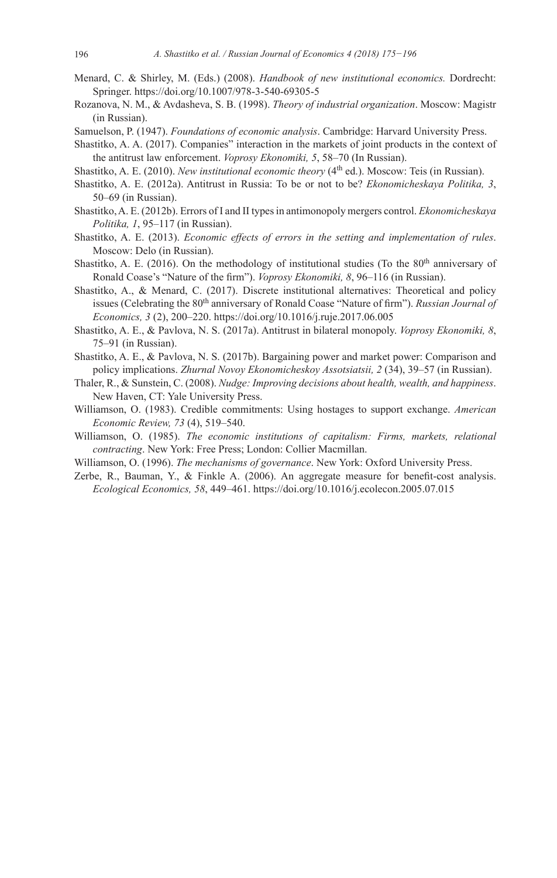Menard, C. & Shirley, M. (Eds.) (2008). *Handbook of new institutional economics.* Dordrecht: Springer. https://doi.org/10.1007/978-3-540-69305-5

Rozanova, N. M., & Avdasheva, S. B. (1998). *Theory of industrial organization*. Moscow: Magistr (in Russian).

Samuelson, P. (1947). *Foundations of economic analysis*. Cambridge: Harvard University Press.

Shastitko, A. A. (2017). Companies" interaction in the markets of joint products in the context of the antitrust law enforcement. *Voprosy Ekonomiki, 5*, 58–70 (In Russian).

Shastitko, A. E. (2010). *New institutional economic theory* (4th ed.). Moscow: Teis (in Russian).

Shastitko, A. E. (2012a). Antitrust in Russia: To be or not to be? *Ekonomicheskaya Politika, 3*, 50–69 (in Russian).

Shastitko, A. E. (2012b). Errors of I and II types in antimonopoly mergers control. *Ekonomicheskaya Politika, 1*, 95–117 (in Russian).

Shastitko, A. E. (2013). *Economic effects of errors in the setting and implementation of rules*. Moscow: Delo (in Russian).

Shastitko, A. E. (2016). On the methodology of institutional studies (To the 80th anniversary of Ronald Coase's "Nature of the firm"). *Voprosy Ekonomiki, 8*, 96–116 (in Russian).

Shastitko, A., & Menard, C. (2017). Discrete institutional alternatives: Theoretical and policy issues (Celebrating the 80th anniversary of Ronald Coase "Nature of firm"). *Russian Journal of Economics, 3* (2), 200–220. https://doi.org/10.1016/j.ruje.2017.06.005

Shastitko, A. E., & Pavlova, N. S. (2017a). Antitrust in bilateral monopoly. *Voprosy Ekonomiki, 8*, 75–91 (in Russian).

Shastitko, A. E., & Pavlova, N. S. (2017b). Bargaining power and market power: Comparison and policy implications. *Zhurnal Novoy Ekonomicheskoy Assotsiatsii, 2* (34), 39–57 (in Russian).

Thaler, R., & Sunstein, C. (2008). *Nudge: Improving decisions about health, wealth, and happiness*. New Haven, CT: Yale University Press.

Williamson, O. (1983). Credible commitments: Using hostages to support exchange. *American Economic Review, 73* (4), 519–540.

Williamson, O. (1985). *The economic institutions of capitalism: Firms, markets, relational contracting*. New York: Free Press; London: Collier Macmillan.

Williamson, O. (1996). *The mechanisms of governance*. New York: Oxford University Press.

Zerbe, R., Bauman, Y., & Finkle A. (2006). An aggregate measure for benefit-cost analysis. *Ecological Economics, 58*, 449–461. https://doi.org/10.1016/j.ecolecon.2005.07.015